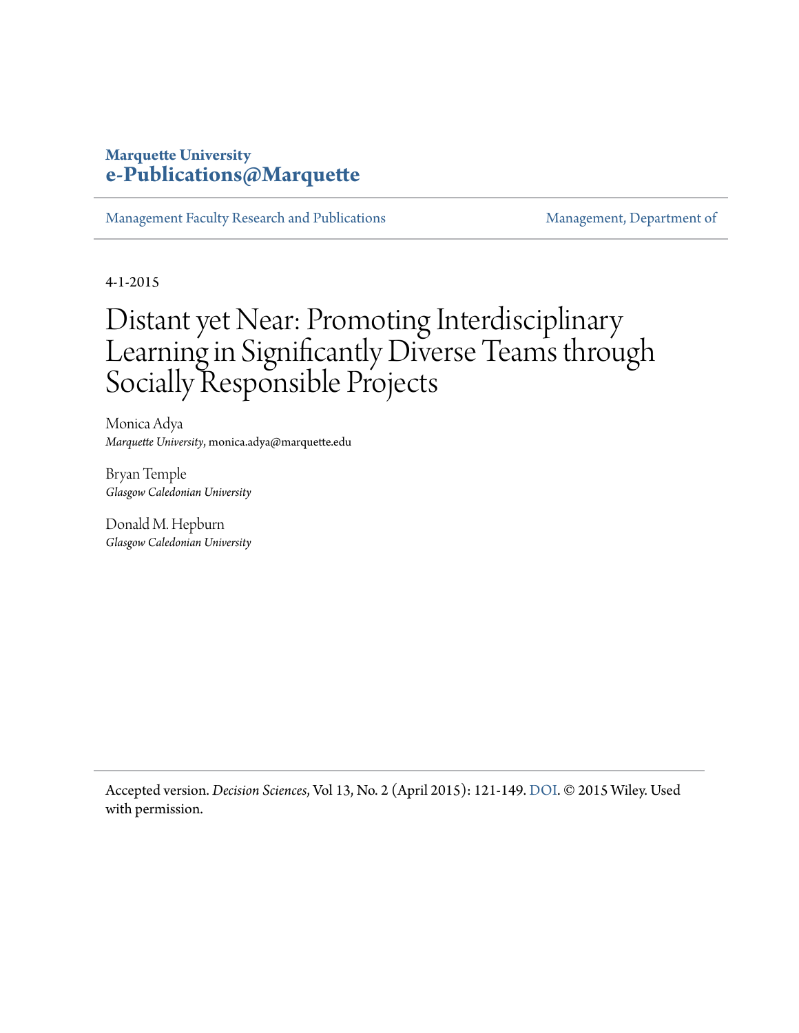**Marquette University**
**e-Publications@Marquette**

Management Faculty Research and Publications | Management, Department of

4-1-2015

# Distant yet Near: Promoting Interdisciplinary Learning in Significantly Diverse Teams through Socially Responsible Projects

Monica Adya
*Marquette University*, monica.adya@marquette.edu

Bryan Temple
*Glasgow Caledonian University*

Donald M. Hepburn
*Glasgow Caledonian University*

Accepted version. *Decision Sciences*, Vol 13, No. 2 (April 2015): 121-149. DOI. © 2015 Wiley. Used with permission.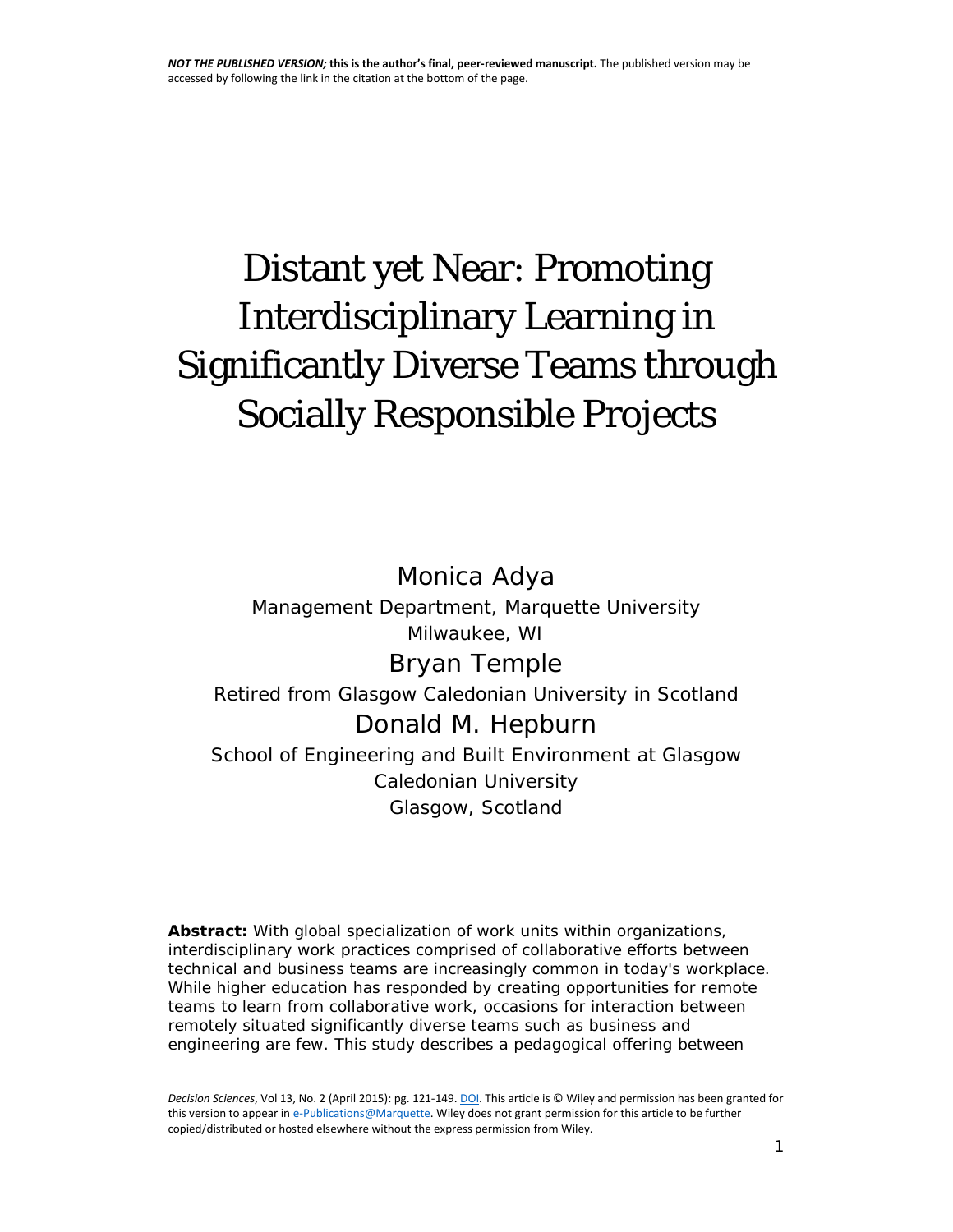*NOT THE PUBLISHED VERSION;* **this is the author's final, peer-reviewed manuscript.** The published version may be accessed by following the link in the citation at the bottom of the page.

# Distant yet Near: Promoting Interdisciplinary Learning in Significantly Diverse Teams through Socially Responsible Projects

Monica Adya

Management Department, Marquette University
Milwaukee, WI

Bryan Temple

Retired from Glasgow Caledonian University in Scotland

Donald M. Hepburn

School of Engineering and Built Environment at Glasgow Caledonian University
Glasgow, Scotland

**Abstract:** With global specialization of work units within organizations, interdisciplinary work practices comprised of collaborative efforts between technical and business teams are increasingly common in today's workplace. While higher education has responded by creating opportunities for remote teams to learn from collaborative work, occasions for interaction between remotely situated significantly diverse teams such as business and engineering are few. This study describes a pedagogical offering between

*Decision Sciences*, Vol 13, No. 2 (April 2015): pg. 121-149. DOI. This article is © Wiley and permission has been granted for this version to appear in e-Publications@Marquette. Wiley does not grant permission for this article to be further copied/distributed or hosted elsewhere without the express permission from Wiley.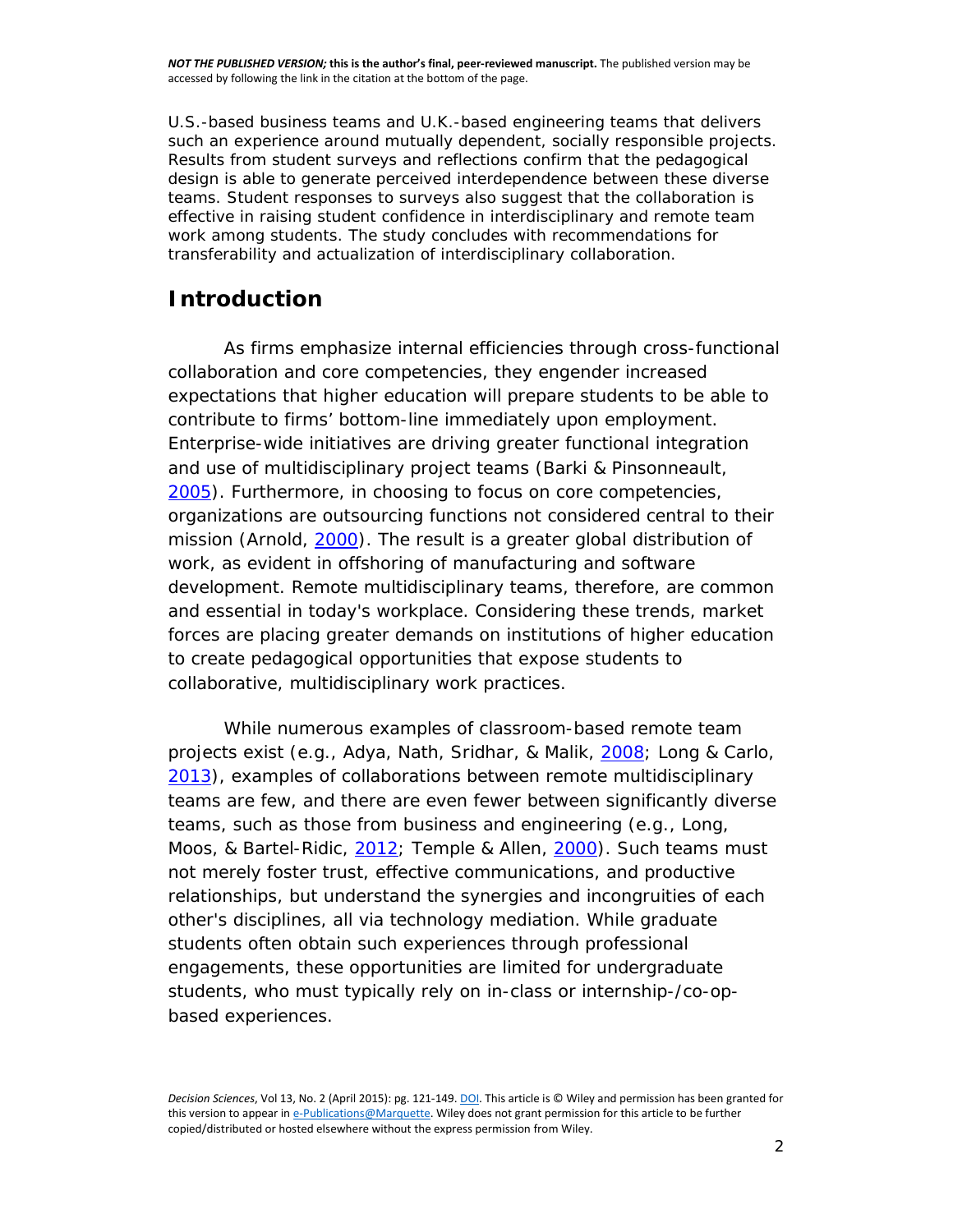U.S.-based business teams and U.K.-based engineering teams that delivers such an experience around mutually dependent, socially responsible projects. Results from student surveys and reflections confirm that the pedagogical design is able to generate perceived interdependence between these diverse teams. Student responses to surveys also suggest that the collaboration is effective in raising student confidence in interdisciplinary and remote team work among students. The study concludes with recommendations for transferability and actualization of interdisciplinary collaboration.

## Introduction

As firms emphasize internal efficiencies through cross-functional collaboration and core competencies, they engender increased expectations that higher education will prepare students to be able to contribute to firms' bottom-line immediately upon employment. Enterprise-wide initiatives are driving greater functional integration and use of multidisciplinary project teams (Barki & Pinsonneault, 2005). Furthermore, in choosing to focus on core competencies, organizations are outsourcing functions not considered central to their mission (Arnold, 2000). The result is a greater global distribution of work, as evident in offshoring of manufacturing and software development. Remote multidisciplinary teams, therefore, are common and essential in today's workplace. Considering these trends, market forces are placing greater demands on institutions of higher education to create pedagogical opportunities that expose students to collaborative, multidisciplinary work practices.

While numerous examples of classroom-based remote team projects exist (e.g., Adya, Nath, Sridhar, & Malik, 2008; Long & Carlo, 2013), examples of collaborations between remote multidisciplinary teams are few, and there are even fewer between significantly diverse teams, such as those from business and engineering (e.g., Long, Moos, & Bartel-Ridic, 2012; Temple & Allen, 2000). Such teams must not merely foster trust, effective communications, and productive relationships, but understand the synergies and incongruities of each other's disciplines, all via technology mediation. While graduate students often obtain such experiences through professional engagements, these opportunities are limited for undergraduate students, who must typically rely on in-class or internship-/co-op-based experiences.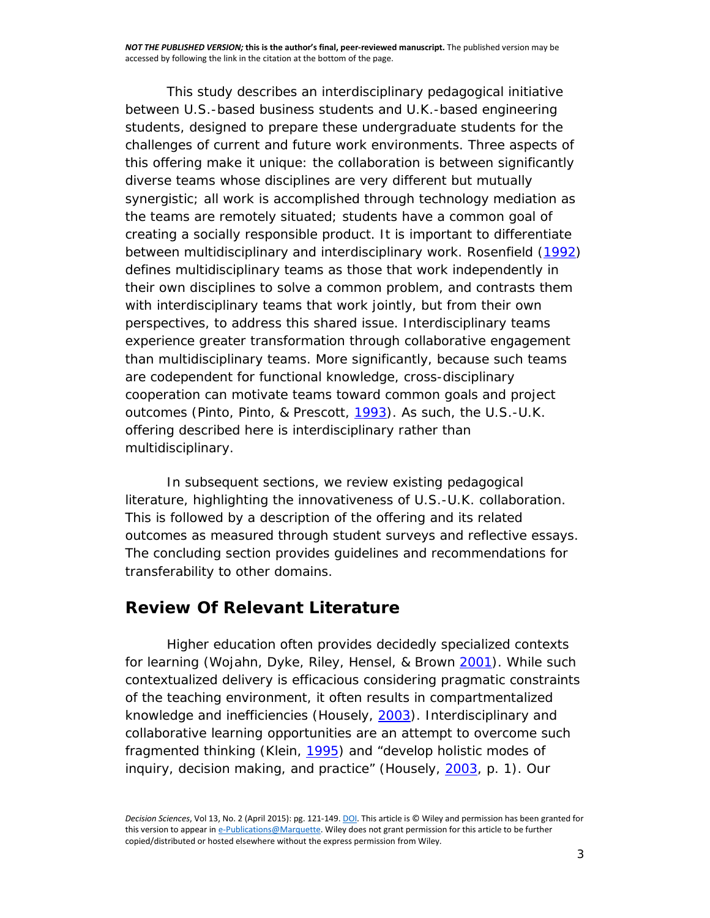This study describes an interdisciplinary pedagogical initiative between U.S.-based business students and U.K.-based engineering students, designed to prepare these undergraduate students for the challenges of current and future work environments. Three aspects of this offering make it unique: the collaboration is between significantly diverse teams whose disciplines are very different but mutually synergistic; all work is accomplished through technology mediation as the teams are remotely situated; students have a common goal of creating a socially responsible product. It is important to differentiate between multidisciplinary and interdisciplinary work. Rosenfield (1992) defines multidisciplinary teams as those that work independently in their own disciplines to solve a common problem, and contrasts them with interdisciplinary teams that work jointly, but from their own perspectives, to address this shared issue. Interdisciplinary teams experience greater transformation through collaborative engagement than multidisciplinary teams. More significantly, because such teams are codependent for functional knowledge, cross-disciplinary cooperation can motivate teams toward common goals and project outcomes (Pinto, Pinto, & Prescott, 1993). As such, the U.S.-U.K. offering described here is interdisciplinary rather than multidisciplinary.

In subsequent sections, we review existing pedagogical literature, highlighting the innovativeness of U.S.-U.K. collaboration. This is followed by a description of the offering and its related outcomes as measured through student surveys and reflective essays. The concluding section provides guidelines and recommendations for transferability to other domains.

## Review Of Relevant Literature

Higher education often provides decidedly specialized contexts for learning (Wojahn, Dyke, Riley, Hensel, & Brown 2001). While such contextualized delivery is efficacious considering pragmatic constraints of the teaching environment, it often results in compartmentalized knowledge and inefficiencies (Housely, 2003). Interdisciplinary and collaborative learning opportunities are an attempt to overcome such fragmented thinking (Klein, 1995) and "develop holistic modes of inquiry, decision making, and practice" (Housely, 2003, p. 1). Our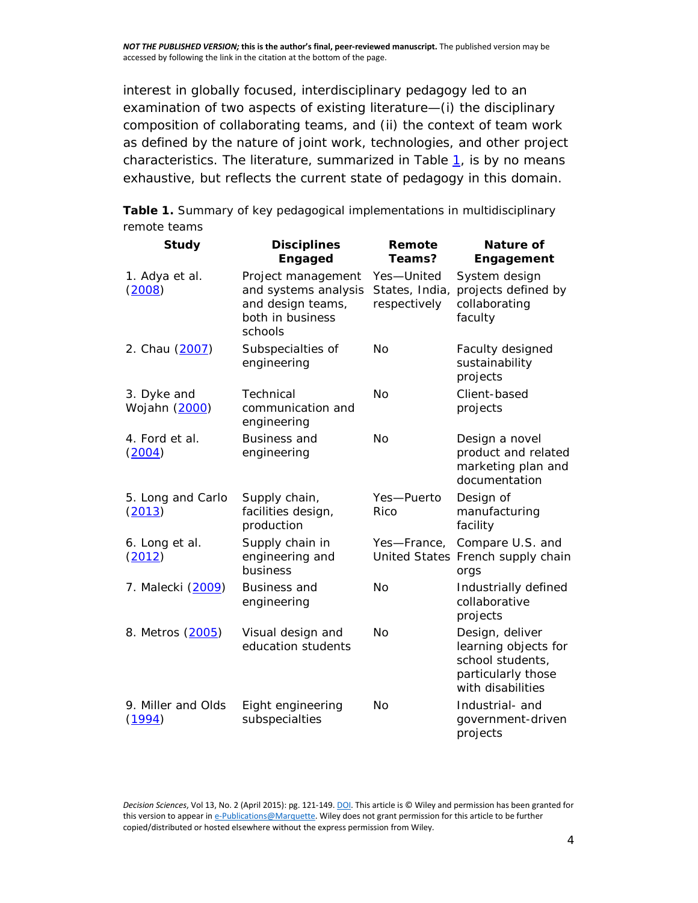interest in globally focused, interdisciplinary pedagogy led to an examination of two aspects of existing literature—(i) the disciplinary composition of collaborating teams, and (ii) the context of team work as defined by the nature of joint work, technologies, and other project characteristics. The literature, summarized in Table 1, is by no means exhaustive, but reflects the current state of pedagogy in this domain.

**Table 1.** Summary of key pedagogical implementations in multidisciplinary remote teams

| Study | Disciplines Engaged | Remote Teams? | Nature of Engagement |
|---|---|---|---|
| 1. Adya et al. (2008) | Project management and systems analysis and design teams, both in business schools | Yes—United States, India, respectively | System design projects defined by collaborating faculty |
| 2. Chau (2007) | Subspecialties of engineering | No | Faculty designed sustainability projects |
| 3. Dyke and Wojahn (2000) | Technical communication and engineering | No | Client-based projects |
| 4. Ford et al. (2004) | Business and engineering | No | Design a novel product and related marketing plan and documentation |
| 5. Long and Carlo (2013) | Supply chain, facilities design, production | Yes—Puerto Rico | Design of manufacturing facility |
| 6. Long et al. (2012) | Supply chain in engineering and business | Yes—France, United States | Compare U.S. and French supply chain orgs |
| 7. Malecki (2009) | Business and engineering | No | Industrially defined collaborative projects |
| 8. Metros (2005) | Visual design and education students | No | Design, deliver learning objects for school students, particularly those with disabilities |
| 9. Miller and Olds (1994) | Eight engineering subspecialties | No | Industrial- and government-driven projects |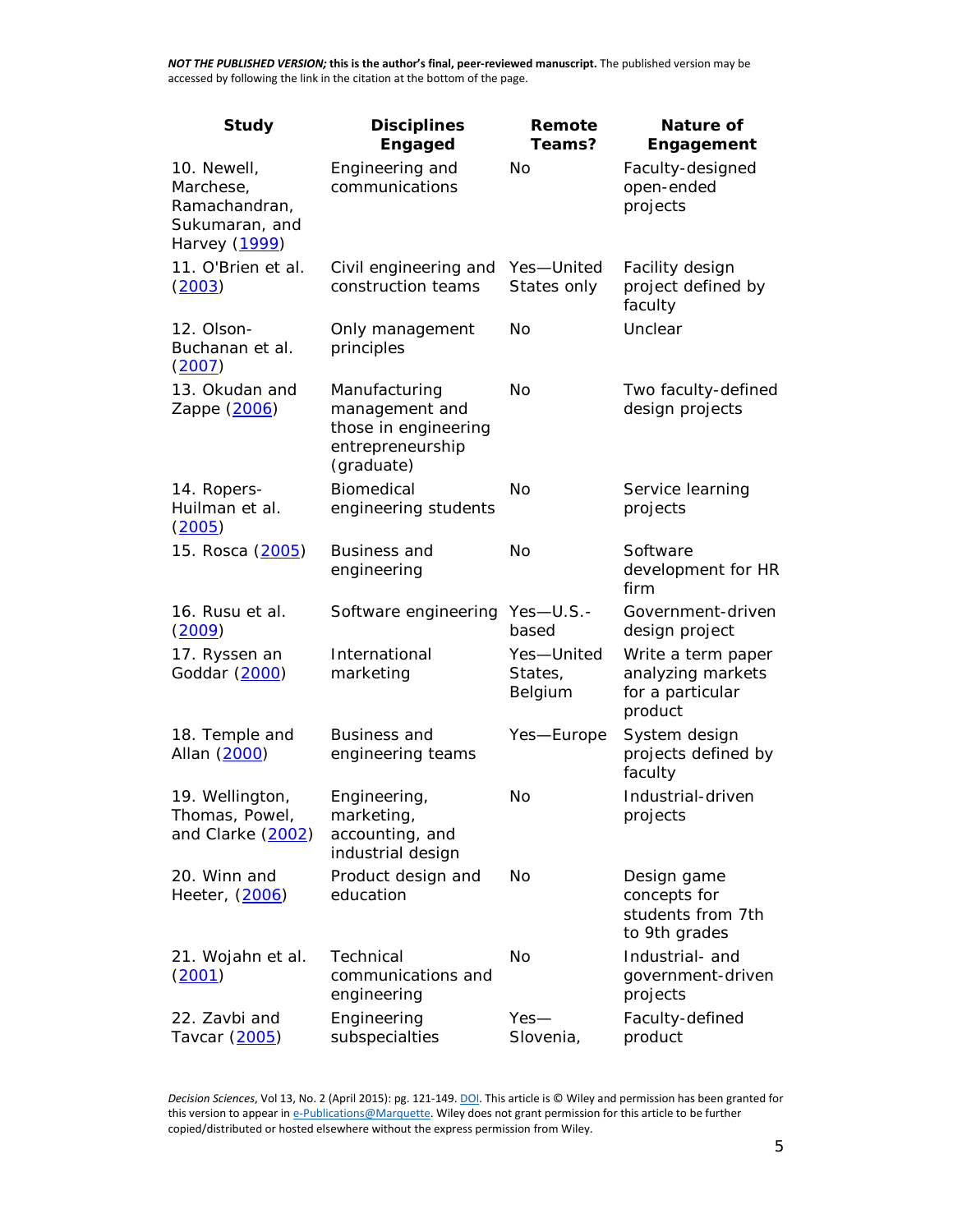| Study | Disciplines Engaged | Remote Teams? | Nature of Engagement |
| --- | --- | --- | --- |
| 10. Newell, Marchese, Ramachandran, Sukumaran, and Harvey (1999) | Engineering and communications | No | Faculty-designed open-ended projects |
| 11. O'Brien et al. (2003) | Civil engineering and construction teams | Yes—United States only | Facility design project defined by faculty |
| 12. Olson-Buchanan et al. (2007) | Only management principles | No | Unclear |
| 13. Okudan and Zappe (2006) | Manufacturing management and those in engineering entrepreneurship (graduate) | No | Two faculty-defined design projects |
| 14. Ropers-Huilman et al. (2005) | Biomedical engineering students | No | Service learning projects |
| 15. Rosca (2005) | Business and engineering | No | Software development for HR firm |
| 16. Rusu et al. (2009) | Software engineering | Yes—U.S.-based | Government-driven design project |
| 17. Ryssen an Goddar (2000) | International marketing | Yes—United States, Belgium | Write a term paper analyzing markets for a particular product |
| 18. Temple and Allan (2000) | Business and engineering teams | Yes—Europe | System design projects defined by faculty |
| 19. Wellington, Thomas, Powel, and Clarke (2002) | Engineering, marketing, accounting, and industrial design | No | Industrial-driven projects |
| 20. Winn and Heeter, (2006) | Product design and education | No | Design game concepts for students from 7th to 9th grades |
| 21. Wojahn et al. (2001) | Technical communications and engineering | No | Industrial- and government-driven projects |
| 22. Zavbi and Tavcar (2005) | Engineering subspecialties | Yes—Slovenia, | Faculty-defined product |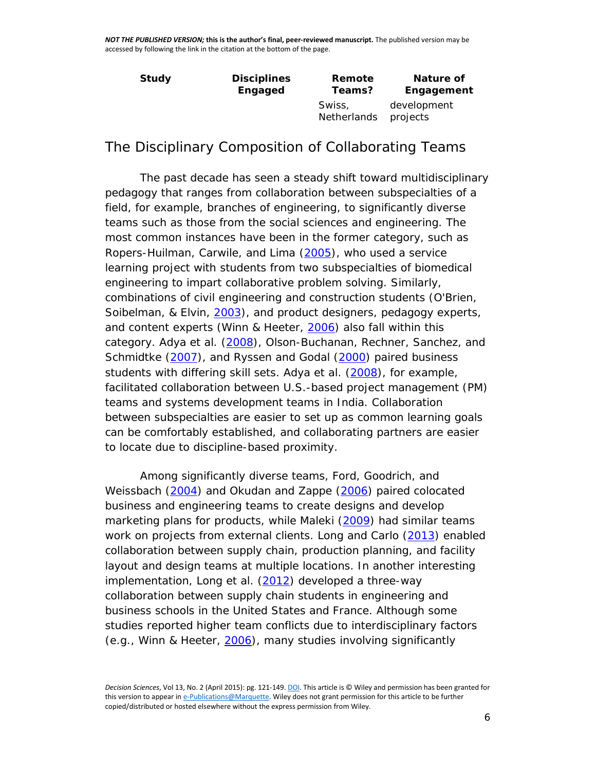| Study | Disciplines Engaged | Remote Teams? | Nature of Engagement |
| --- | --- | --- | --- |
| | | Swiss, Netherlands | development projects |

## The Disciplinary Composition of Collaborating Teams

The past decade has seen a steady shift toward multidisciplinary pedagogy that ranges from collaboration between subspecialties of a field, for example, branches of engineering, to significantly diverse teams such as those from the social sciences and engineering. The most common instances have been in the former category, such as Ropers-Huilman, Carwile, and Lima (2005), who used a service learning project with students from two subspecialties of biomedical engineering to impart collaborative problem solving. Similarly, combinations of civil engineering and construction students (O'Brien, Soibelman, & Elvin, 2003), and product designers, pedagogy experts, and content experts (Winn & Heeter, 2006) also fall within this category. Adya et al. (2008), Olson-Buchanan, Rechner, Sanchez, and Schmidtke (2007), and Ryssen and Godal (2000) paired business students with differing skill sets. Adya et al. (2008), for example, facilitated collaboration between U.S.-based project management (PM) teams and systems development teams in India. Collaboration between subspecialties are easier to set up as common learning goals can be comfortably established, and collaborating partners are easier to locate due to discipline-based proximity.

Among significantly diverse teams, Ford, Goodrich, and Weissbach (2004) and Okudan and Zappe (2006) paired colocated business and engineering teams to create designs and develop marketing plans for products, while Maleki (2009) had similar teams work on projects from external clients. Long and Carlo (2013) enabled collaboration between supply chain, production planning, and facility layout and design teams at multiple locations. In another interesting implementation, Long et al. (2012) developed a three-way collaboration between supply chain students in engineering and business schools in the United States and France. Although some studies reported higher team conflicts due to interdisciplinary factors (e.g., Winn & Heeter, 2006), many studies involving significantly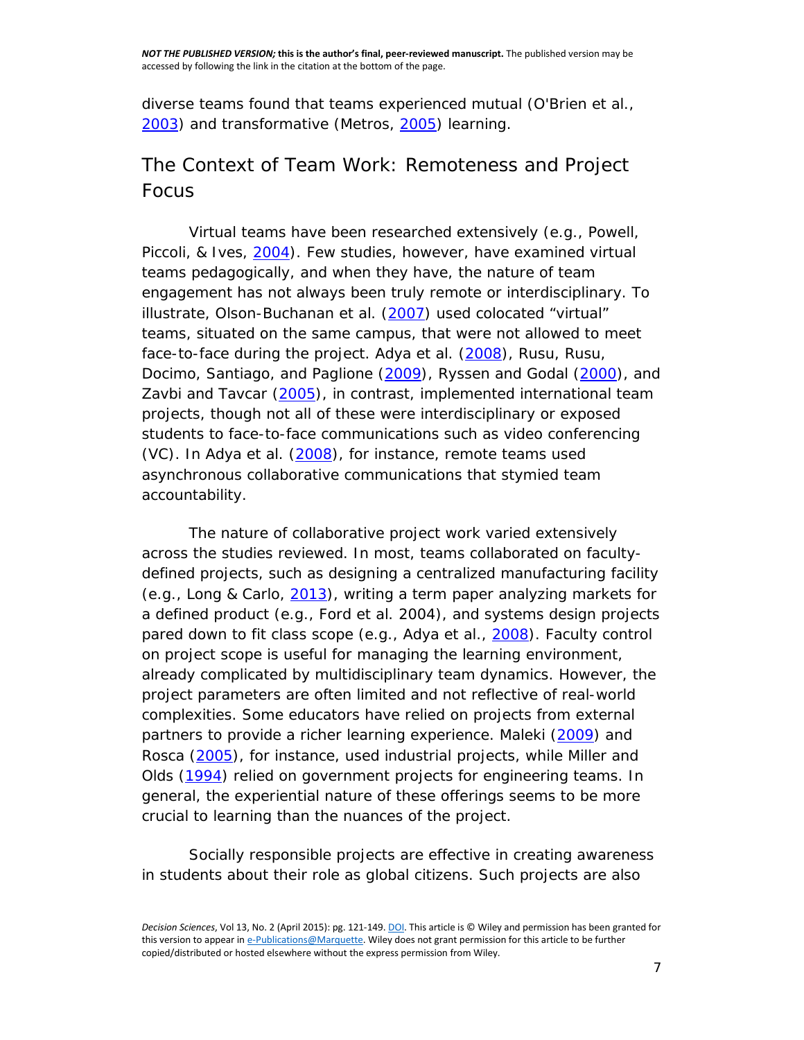diverse teams found that teams experienced mutual (O'Brien et al., 2003) and transformative (Metros, 2005) learning.

## The Context of Team Work: Remoteness and Project Focus

Virtual teams have been researched extensively (e.g., Powell, Piccoli, & Ives, 2004). Few studies, however, have examined virtual teams pedagogically, and when they have, the nature of team engagement has not always been truly remote or interdisciplinary. To illustrate, Olson-Buchanan et al. (2007) used colocated "virtual" teams, situated on the same campus, that were not allowed to meet face-to-face during the project. Adya et al. (2008), Rusu, Rusu, Docimo, Santiago, and Paglione (2009), Ryssen and Godal (2000), and Zavbi and Tavcar (2005), in contrast, implemented international team projects, though not all of these were interdisciplinary or exposed students to face-to-face communications such as video conferencing (VC). In Adya et al. (2008), for instance, remote teams used asynchronous collaborative communications that stymied team accountability.

The nature of collaborative project work varied extensively across the studies reviewed. In most, teams collaborated on faculty-defined projects, such as designing a centralized manufacturing facility (e.g., Long & Carlo, 2013), writing a term paper analyzing markets for a defined product (e.g., Ford et al. 2004), and systems design projects pared down to fit class scope (e.g., Adya et al., 2008). Faculty control on project scope is useful for managing the learning environment, already complicated by multidisciplinary team dynamics. However, the project parameters are often limited and not reflective of real-world complexities. Some educators have relied on projects from external partners to provide a richer learning experience. Maleki (2009) and Rosca (2005), for instance, used industrial projects, while Miller and Olds (1994) relied on government projects for engineering teams. In general, the experiential nature of these offerings seems to be more crucial to learning than the nuances of the project.

Socially responsible projects are effective in creating awareness in students about their role as global citizens. Such projects are also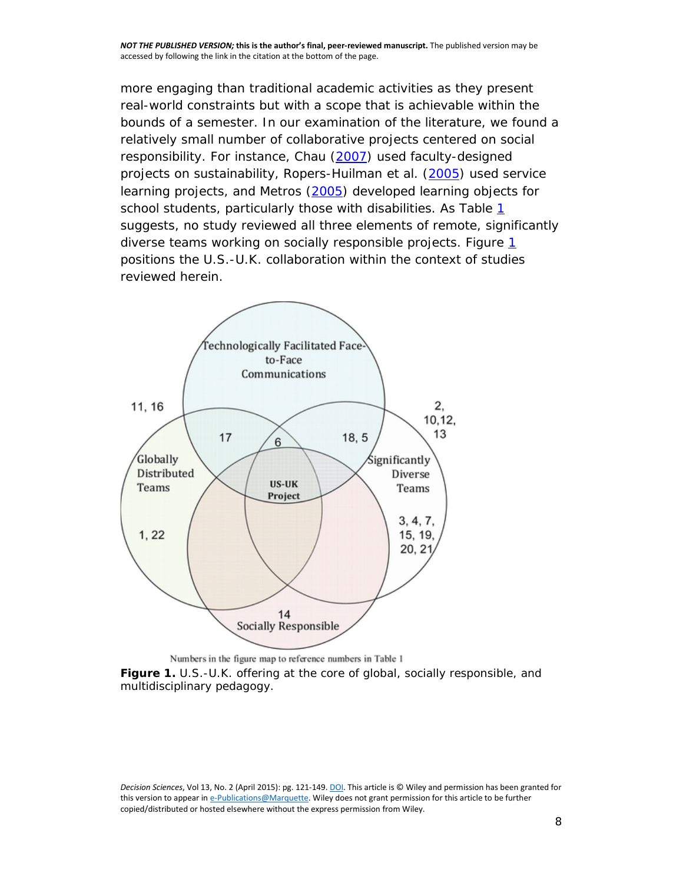more engaging than traditional academic activities as they present real-world constraints but with a scope that is achievable within the bounds of a semester. In our examination of the literature, we found a relatively small number of collaborative projects centered on social responsibility. For instance, Chau (2007) used faculty-designed projects on sustainability, Ropers-Huilman et al. (2005) used service learning projects, and Metros (2005) developed learning objects for school students, particularly those with disabilities. As Table 1 suggests, no study reviewed all three elements of remote, significantly diverse teams working on socially responsible projects. Figure 1 positions the U.S.-U.K. collaboration within the context of studies reviewed herein.

Numbers in the figure map to reference numbers in Table 1

**Figure 1.** U.S.-U.K. offering at the core of global, socially responsible, and multidisciplinary pedagogy.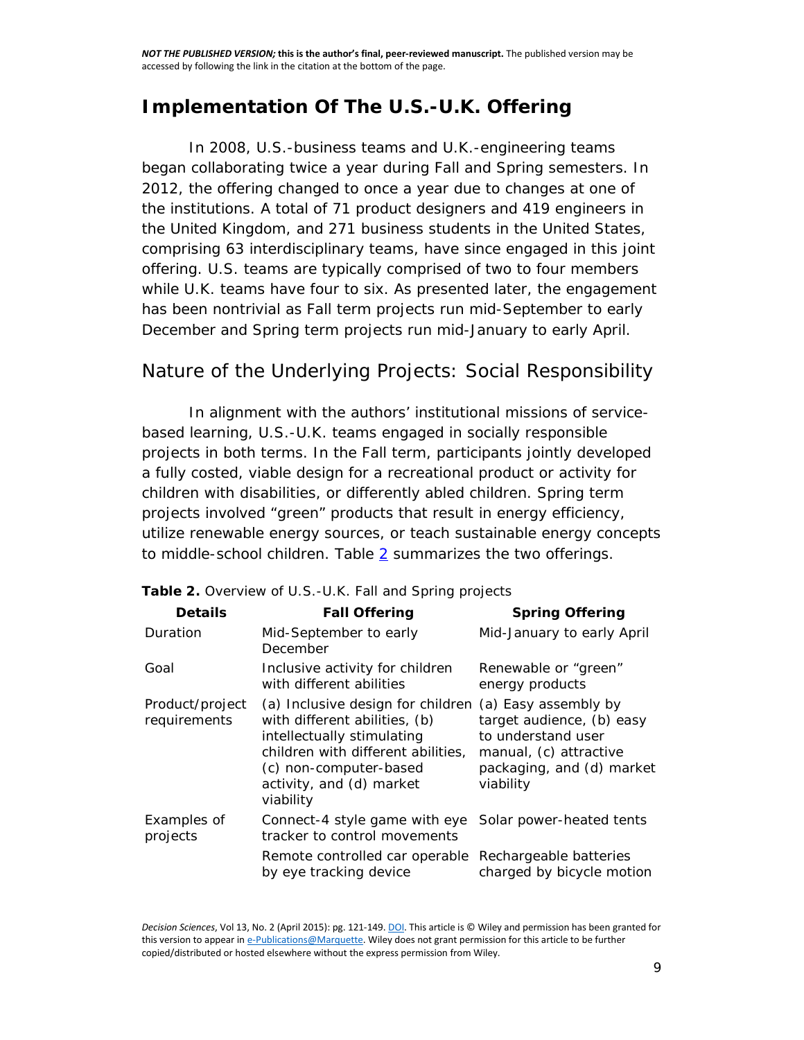## Implementation Of The U.S.-U.K. Offering

In 2008, U.S.-business teams and U.K.-engineering teams began collaborating twice a year during Fall and Spring semesters. In 2012, the offering changed to once a year due to changes at one of the institutions. A total of 71 product designers and 419 engineers in the United Kingdom, and 271 business students in the United States, comprising 63 interdisciplinary teams, have since engaged in this joint offering. U.S. teams are typically comprised of two to four members while U.K. teams have four to six. As presented later, the engagement has been nontrivial as Fall term projects run mid-September to early December and Spring term projects run mid-January to early April.

### Nature of the Underlying Projects: Social Responsibility

In alignment with the authors' institutional missions of service-based learning, U.S.-U.K. teams engaged in socially responsible projects in both terms. In the Fall term, participants jointly developed a fully costed, viable design for a recreational product or activity for children with disabilities, or differently abled children. Spring term projects involved "green" products that result in energy efficiency, utilize renewable energy sources, or teach sustainable energy concepts to middle-school children. Table 2 summarizes the two offerings.

**Table 2.** Overview of U.S.-U.K. Fall and Spring projects

| Details | Fall Offering | Spring Offering |
|---|---|---|
| Duration | Mid-September to early December | Mid-January to early April |
| Goal | Inclusive activity for children with different abilities | Renewable or "green" energy products |
| Product/project requirements | (a) Inclusive design for children with different abilities, (b) intellectually stimulating children with different abilities, (c) non-computer-based activity, and (d) market viability | (a) Easy assembly by target audience, (b) easy to understand user manual, (c) attractive packaging, and (d) market viability |
| Examples of projects | Connect-4 style game with eye tracker to control movements | Solar power-heated tents |
| | Remote controlled car operable by eye tracking device | Rechargeable batteries charged by bicycle motion |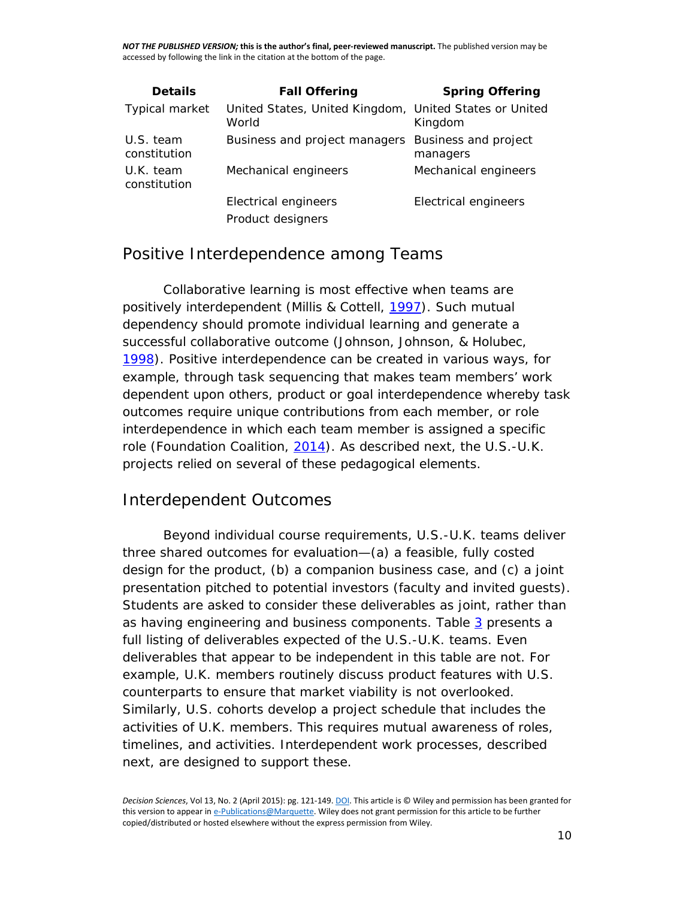| Details | Fall Offering | Spring Offering |
| --- | --- | --- |
| Typical market | United States, United Kingdom, World | United States or United Kingdom |
| U.S. team constitution | Business and project managers | Business and project managers |
| U.K. team constitution | Mechanical engineers | Mechanical engineers |
| | Electrical engineers | Electrical engineers |
| | Product designers | |

## Positive Interdependence among Teams

Collaborative learning is most effective when teams are positively interdependent (Millis & Cottell, 1997). Such mutual dependency should promote individual learning and generate a successful collaborative outcome (Johnson, Johnson, & Holubec, 1998). Positive interdependence can be created in various ways, for example, through task sequencing that makes team members' work dependent upon others, product or goal interdependence whereby task outcomes require unique contributions from each member, or role interdependence in which each team member is assigned a specific role (Foundation Coalition, 2014). As described next, the U.S.-U.K. projects relied on several of these pedagogical elements.

## Interdependent Outcomes

Beyond individual course requirements, U.S.-U.K. teams deliver three shared outcomes for evaluation—(a) a feasible, fully costed design for the product, (b) a companion business case, and (c) a joint presentation pitched to potential investors (faculty and invited guests). Students are asked to consider these deliverables as joint, rather than as having engineering and business components. Table 3 presents a full listing of deliverables expected of the U.S.-U.K. teams. Even deliverables that appear to be independent in this table are not. For example, U.K. members routinely discuss product features with U.S. counterparts to ensure that market viability is not overlooked. Similarly, U.S. cohorts develop a project schedule that includes the activities of U.K. members. This requires mutual awareness of roles, timelines, and activities. Interdependent work processes, described next, are designed to support these.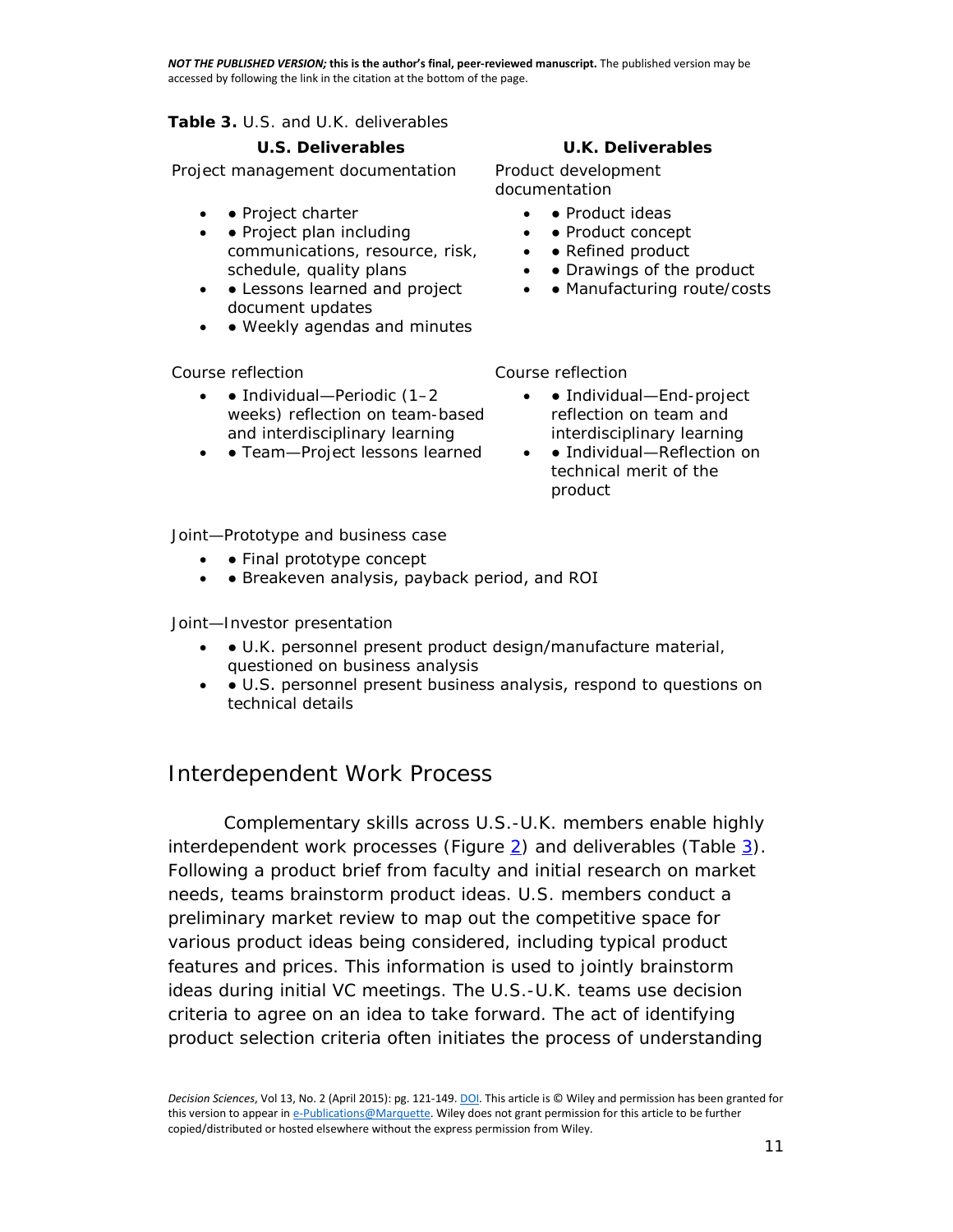**Table 3.** U.S. and U.K. deliverables

| U.S. Deliverables | U.K. Deliverables |
| --- | --- |
| Project management documentation<br>• Project charter<br>• Project plan including communications, resource, risk, schedule, quality plans<br>• Lessons learned and project document updates<br>• Weekly agendas and minutes | Product development documentation<br>• Product ideas<br>• Product concept<br>• Refined product<br>• Drawings of the product<br>• Manufacturing route/costs |
| Course reflection<br>• Individual—Periodic (1–2 weeks) reflection on team-based and interdisciplinary learning<br>• Team—Project lessons learned | Course reflection<br>• Individual—End-project reflection on team and interdisciplinary learning<br>• Individual—Reflection on technical merit of the product |
| Joint—Prototype and business case<br>• Final prototype concept<br>• Breakeven analysis, payback period, and ROI | |
| Joint—Investor presentation<br>• U.K. personnel present product design/manufacture material, questioned on business analysis<br>• U.S. personnel present business analysis, respond to questions on technical details | |

## Interdependent Work Process

Complementary skills across U.S.-U.K. members enable highly interdependent work processes (Figure 2) and deliverables (Table 3). Following a product brief from faculty and initial research on market needs, teams brainstorm product ideas. U.S. members conduct a preliminary market review to map out the competitive space for various product ideas being considered, including typical product features and prices. This information is used to jointly brainstorm ideas during initial VC meetings. The U.S.-U.K. teams use decision criteria to agree on an idea to take forward. The act of identifying product selection criteria often initiates the process of understanding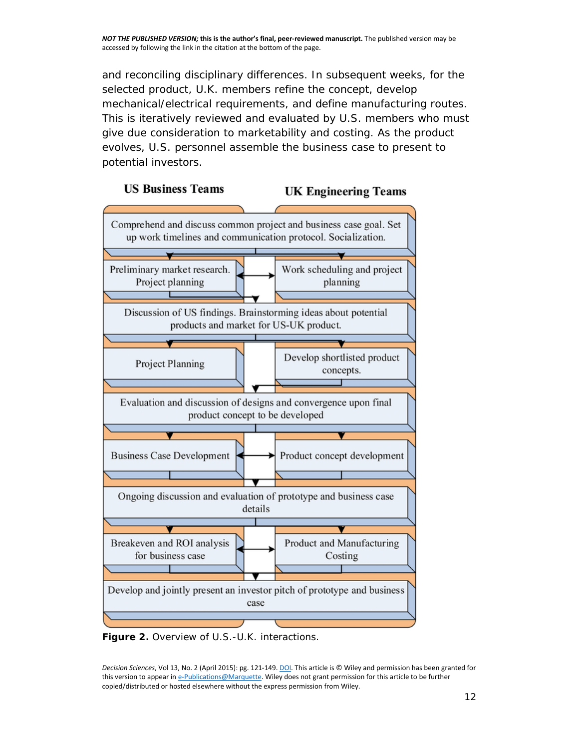and reconciling disciplinary differences. In subsequent weeks, for the selected product, U.K. members refine the concept, develop mechanical/electrical requirements, and define manufacturing routes. This is iteratively reviewed and evaluated by U.S. members who must give due consideration to marketability and costing. As the product evolves, U.S. personnel assemble the business case to present to potential investors.

| US Business Teams | UK Engineering Teams |
|---|---|
| Comprehend and discuss common project and business case goal. Set up work timelines and communication protocol. Socialization. | |
| Preliminary market research. Project planning | Work scheduling and project planning |
| Discussion of US findings. Brainstorming ideas about potential products and market for US-UK product. | |
| Project Planning | Develop shortlisted product concepts. |
| Evaluation and discussion of designs and convergence upon final product concept to be developed | |
| Business Case Development | Product concept development |
| Ongoing discussion and evaluation of prototype and business case details | |
| Breakeven and ROI analysis for business case | Product and Manufacturing Costing |
| Develop and jointly present an investor pitch of prototype and business case | |

**Figure 2.** Overview of U.S.-U.K. interactions.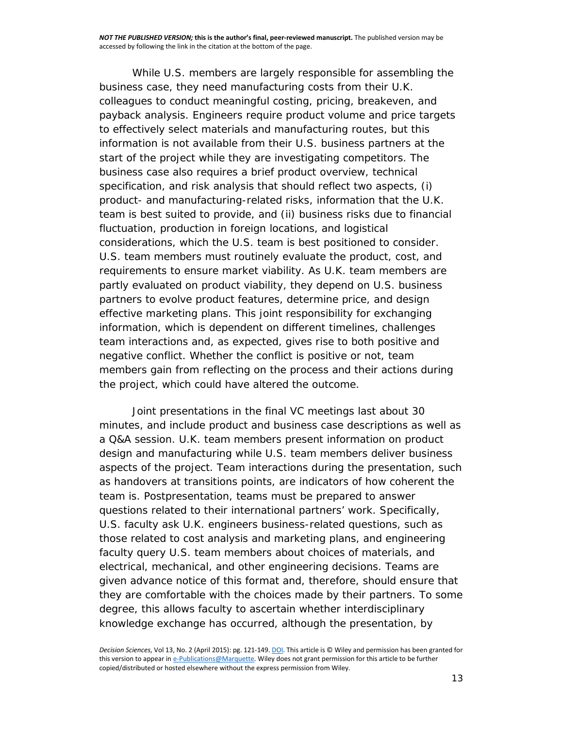While U.S. members are largely responsible for assembling the business case, they need manufacturing costs from their U.K. colleagues to conduct meaningful costing, pricing, breakeven, and payback analysis. Engineers require product volume and price targets to effectively select materials and manufacturing routes, but this information is not available from their U.S. business partners at the start of the project while they are investigating competitors. The business case also requires a brief product overview, technical specification, and risk analysis that should reflect two aspects, (i) product- and manufacturing-related risks, information that the U.K. team is best suited to provide, and (ii) business risks due to financial fluctuation, production in foreign locations, and logistical considerations, which the U.S. team is best positioned to consider. U.S. team members must routinely evaluate the product, cost, and requirements to ensure market viability. As U.K. team members are partly evaluated on product viability, they depend on U.S. business partners to evolve product features, determine price, and design effective marketing plans. This joint responsibility for exchanging information, which is dependent on different timelines, challenges team interactions and, as expected, gives rise to both positive and negative conflict. Whether the conflict is positive or not, team members gain from reflecting on the process and their actions during the project, which could have altered the outcome.

Joint presentations in the final VC meetings last about 30 minutes, and include product and business case descriptions as well as a Q&A session. U.K. team members present information on product design and manufacturing while U.S. team members deliver business aspects of the project. Team interactions during the presentation, such as handovers at transitions points, are indicators of how coherent the team is. Postpresentation, teams must be prepared to answer questions related to their international partners' work. Specifically, U.S. faculty ask U.K. engineers business-related questions, such as those related to cost analysis and marketing plans, and engineering faculty query U.S. team members about choices of materials, and electrical, mechanical, and other engineering decisions. Teams are given advance notice of this format and, therefore, should ensure that they are comfortable with the choices made by their partners. To some degree, this allows faculty to ascertain whether interdisciplinary knowledge exchange has occurred, although the presentation, by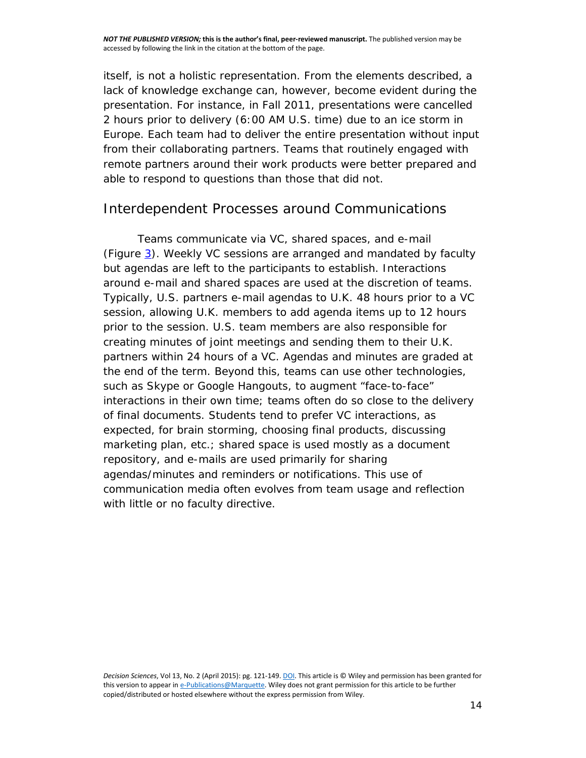itself, is not a holistic representation. From the elements described, a lack of knowledge exchange can, however, become evident during the presentation. For instance, in Fall 2011, presentations were cancelled 2 hours prior to delivery (6:00 AM U.S. time) due to an ice storm in Europe. Each team had to deliver the entire presentation without input from their collaborating partners. Teams that routinely engaged with remote partners around their work products were better prepared and able to respond to questions than those that did not.

## Interdependent Processes around Communications

Teams communicate via VC, shared spaces, and e-mail (Figure 3). Weekly VC sessions are arranged and mandated by faculty but agendas are left to the participants to establish. Interactions around e-mail and shared spaces are used at the discretion of teams. Typically, U.S. partners e-mail agendas to U.K. 48 hours prior to a VC session, allowing U.K. members to add agenda items up to 12 hours prior to the session. U.S. team members are also responsible for creating minutes of joint meetings and sending them to their U.K. partners within 24 hours of a VC. Agendas and minutes are graded at the end of the term. Beyond this, teams can use other technologies, such as Skype or Google Hangouts, to augment "face-to-face" interactions in their own time; teams often do so close to the delivery of final documents. Students tend to prefer VC interactions, as expected, for brain storming, choosing final products, discussing marketing plan, etc.; shared space is used mostly as a document repository, and e-mails are used primarily for sharing agendas/minutes and reminders or notifications. This use of communication media often evolves from team usage and reflection with little or no faculty directive.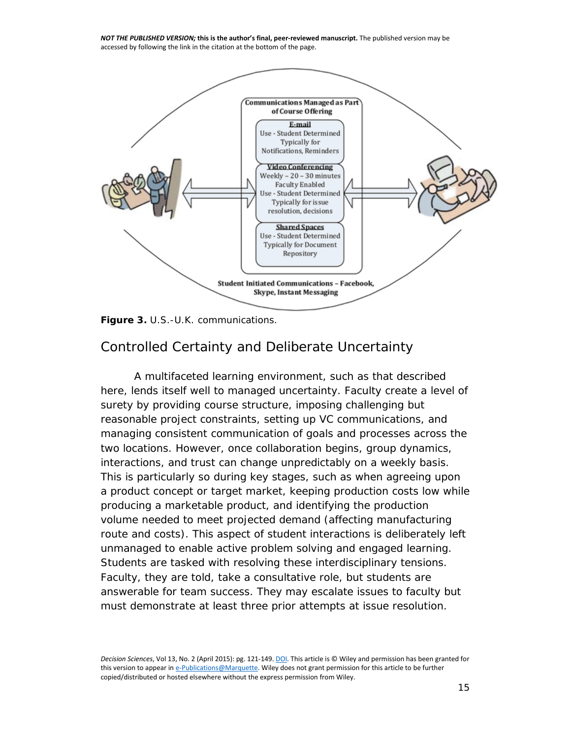Communications Managed as Part of Course Offering

E-mail
Use - Student Determined
Typically for Notifications, Reminders

Video Conferencing
Weekly – 20 – 30 minutes
Faculty Enabled
Use - Student Determined
Typically for issue resolution, decisions

Shared Spaces
Use - Student Determined
Typically for Document Repository

Student Initiated Communications – Facebook, Skype, Instant Messaging

**Figure 3.** U.S.-U.K. communications.

## Controlled Certainty and Deliberate Uncertainty

A multifaceted learning environment, such as that described here, lends itself well to managed uncertainty. Faculty create a level of surety by providing course structure, imposing challenging but reasonable project constraints, setting up VC communications, and managing consistent communication of goals and processes across the two locations. However, once collaboration begins, group dynamics, interactions, and trust can change unpredictably on a weekly basis. This is particularly so during key stages, such as when agreeing upon a product concept or target market, keeping production costs low while producing a marketable product, and identifying the production volume needed to meet projected demand (affecting manufacturing route and costs). This aspect of student interactions is deliberately left unmanaged to enable active problem solving and engaged learning. Students are tasked with resolving these interdisciplinary tensions. Faculty, they are told, take a consultative role, but students are answerable for team success. They may escalate issues to faculty but must demonstrate at least three prior attempts at issue resolution.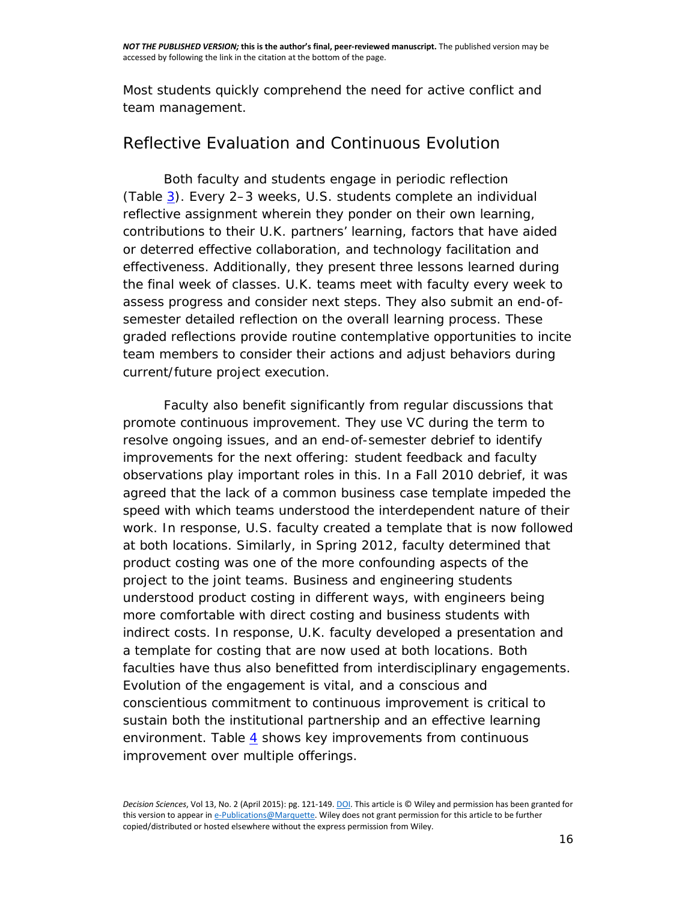Most students quickly comprehend the need for active conflict and team management.

## Reflective Evaluation and Continuous Evolution

Both faculty and students engage in periodic reflection (Table 3). Every 2–3 weeks, U.S. students complete an individual reflective assignment wherein they ponder on their own learning, contributions to their U.K. partners' learning, factors that have aided or deterred effective collaboration, and technology facilitation and effectiveness. Additionally, they present three lessons learned during the final week of classes. U.K. teams meet with faculty every week to assess progress and consider next steps. They also submit an end-of-semester detailed reflection on the overall learning process. These graded reflections provide routine contemplative opportunities to incite team members to consider their actions and adjust behaviors during current/future project execution.

Faculty also benefit significantly from regular discussions that promote continuous improvement. They use VC during the term to resolve ongoing issues, and an end-of-semester debrief to identify improvements for the next offering: student feedback and faculty observations play important roles in this. In a Fall 2010 debrief, it was agreed that the lack of a common business case template impeded the speed with which teams understood the interdependent nature of their work. In response, U.S. faculty created a template that is now followed at both locations. Similarly, in Spring 2012, faculty determined that product costing was one of the more confounding aspects of the project to the joint teams. Business and engineering students understood product costing in different ways, with engineers being more comfortable with direct costing and business students with indirect costs. In response, U.K. faculty developed a presentation and a template for costing that are now used at both locations. Both faculties have thus also benefitted from interdisciplinary engagements. Evolution of the engagement is vital, and a conscious and conscientious commitment to continuous improvement is critical to sustain both the institutional partnership and an effective learning environment. Table 4 shows key improvements from continuous improvement over multiple offerings.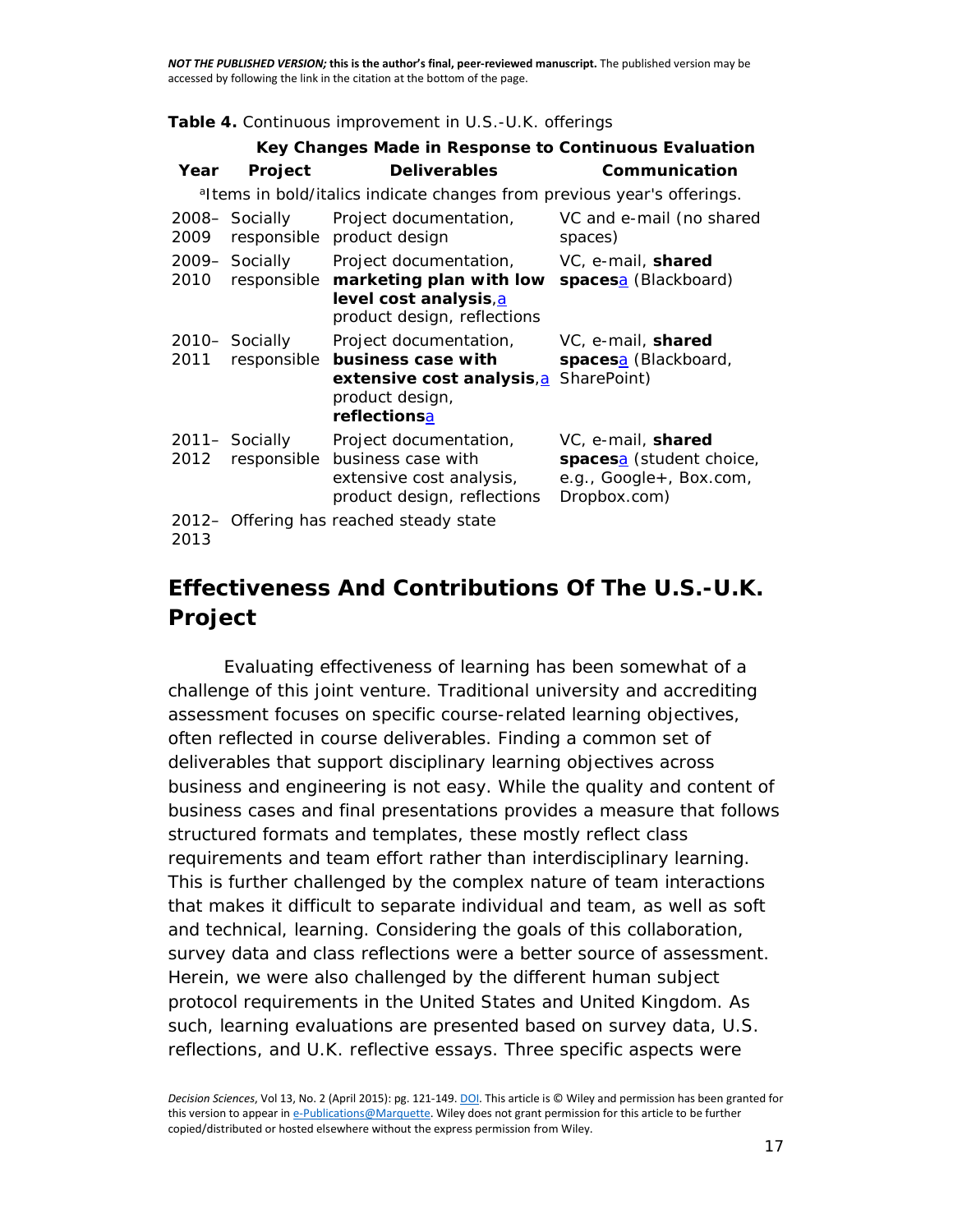**Table 4.** Continuous improvement in U.S.-U.K. offerings

| | Key Changes Made in Response to Continuous Evaluation | | |
|---|---|---|---|
| **Year** | **Project** | **Deliverables** | **Communication** |
| [a]Items in bold/italics indicate changes from previous year's offerings. | | | |
| 2008–2009 | Socially responsible | Project documentation, product design | VC and e-mail (no shared spaces) |
| 2009–2010 | Socially responsible | Project documentation, **marketing plan with low level cost analysis**,[a] product design, reflections | VC, e-mail, **shared spaces**[a] (Blackboard) |
| 2010–2011 | Socially responsible | Project documentation, **business case with extensive cost analysis**,[a] product design, **reflections**[a] | VC, e-mail, **shared spaces**[a] (Blackboard, SharePoint) |
| 2011–2012 | Socially responsible | Project documentation, business case with extensive cost analysis, product design, reflections | VC, e-mail, **shared spaces**[a] (student choice, e.g., Google+, Box.com, Dropbox.com) |
| 2012–2013 | Offering has reached steady state | | |

## Effectiveness And Contributions Of The U.S.-U.K. Project

Evaluating effectiveness of learning has been somewhat of a challenge of this joint venture. Traditional university and accrediting assessment focuses on specific course-related learning objectives, often reflected in course deliverables. Finding a common set of deliverables that support disciplinary learning objectives across business and engineering is not easy. While the quality and content of business cases and final presentations provides a measure that follows structured formats and templates, these mostly reflect class requirements and team effort rather than interdisciplinary learning. This is further challenged by the complex nature of team interactions that makes it difficult to separate individual and team, as well as soft and technical, learning. Considering the goals of this collaboration, survey data and class reflections were a better source of assessment. Herein, we were also challenged by the different human subject protocol requirements in the United States and United Kingdom. As such, learning evaluations are presented based on survey data, U.S. reflections, and U.K. reflective essays. Three specific aspects were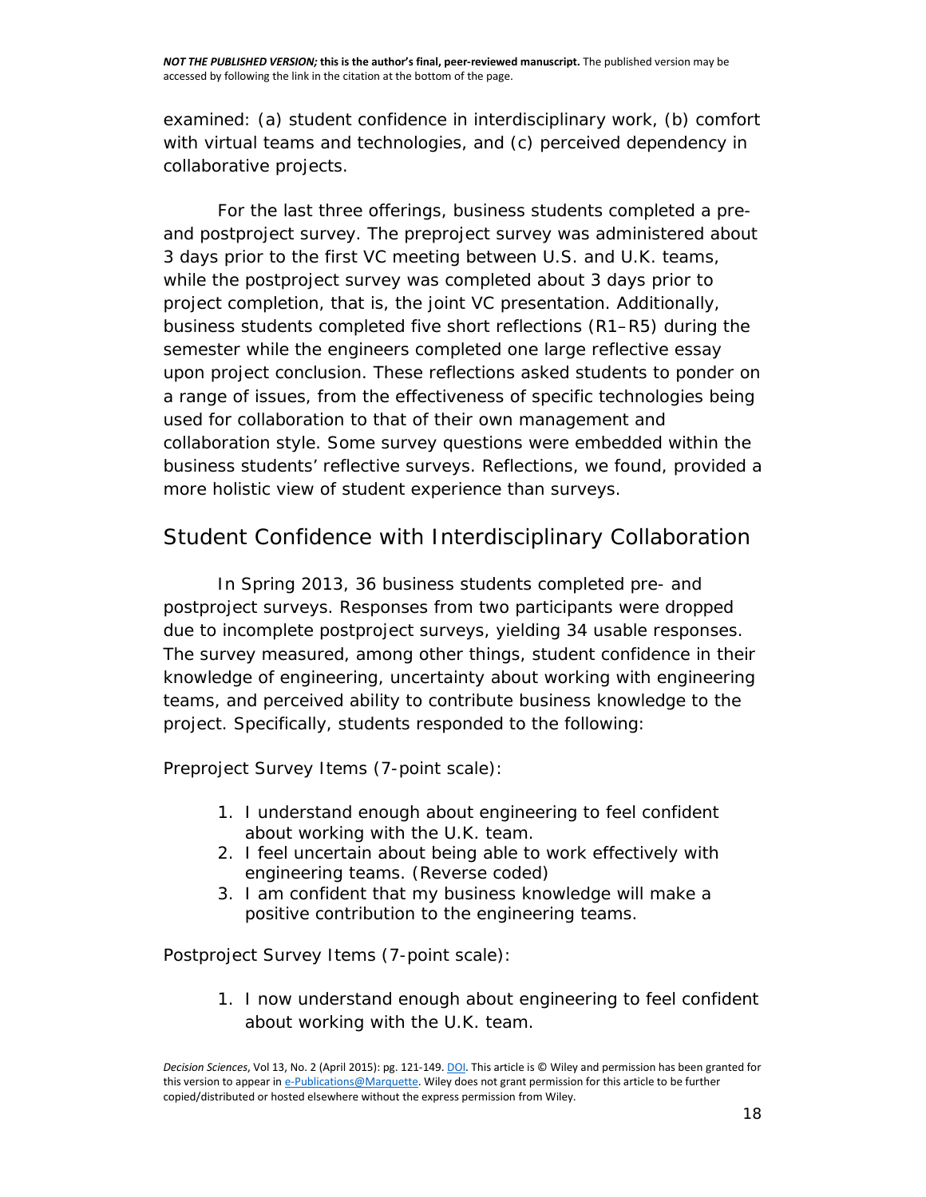examined: (a) student confidence in interdisciplinary work, (b) comfort with virtual teams and technologies, and (c) perceived dependency in collaborative projects.

For the last three offerings, business students completed a pre- and postproject survey. The preproject survey was administered about 3 days prior to the first VC meeting between U.S. and U.K. teams, while the postproject survey was completed about 3 days prior to project completion, that is, the joint VC presentation. Additionally, business students completed five short reflections (R1–R5) during the semester while the engineers completed one large reflective essay upon project conclusion. These reflections asked students to ponder on a range of issues, from the effectiveness of specific technologies being used for collaboration to that of their own management and collaboration style. Some survey questions were embedded within the business students' reflective surveys. Reflections, we found, provided a more holistic view of student experience than surveys.

## Student Confidence with Interdisciplinary Collaboration

In Spring 2013, 36 business students completed pre- and postproject surveys. Responses from two participants were dropped due to incomplete postproject surveys, yielding 34 usable responses. The survey measured, among other things, student confidence in their knowledge of engineering, uncertainty about working with engineering teams, and perceived ability to contribute business knowledge to the project. Specifically, students responded to the following:

Preproject Survey Items (7-point scale):

1. I understand enough about engineering to feel confident about working with the U.K. team.
2. I feel uncertain about being able to work effectively with engineering teams. (Reverse coded)
3. I am confident that my business knowledge will make a positive contribution to the engineering teams.

Postproject Survey Items (7-point scale):

1. I now understand enough about engineering to feel confident about working with the U.K. team.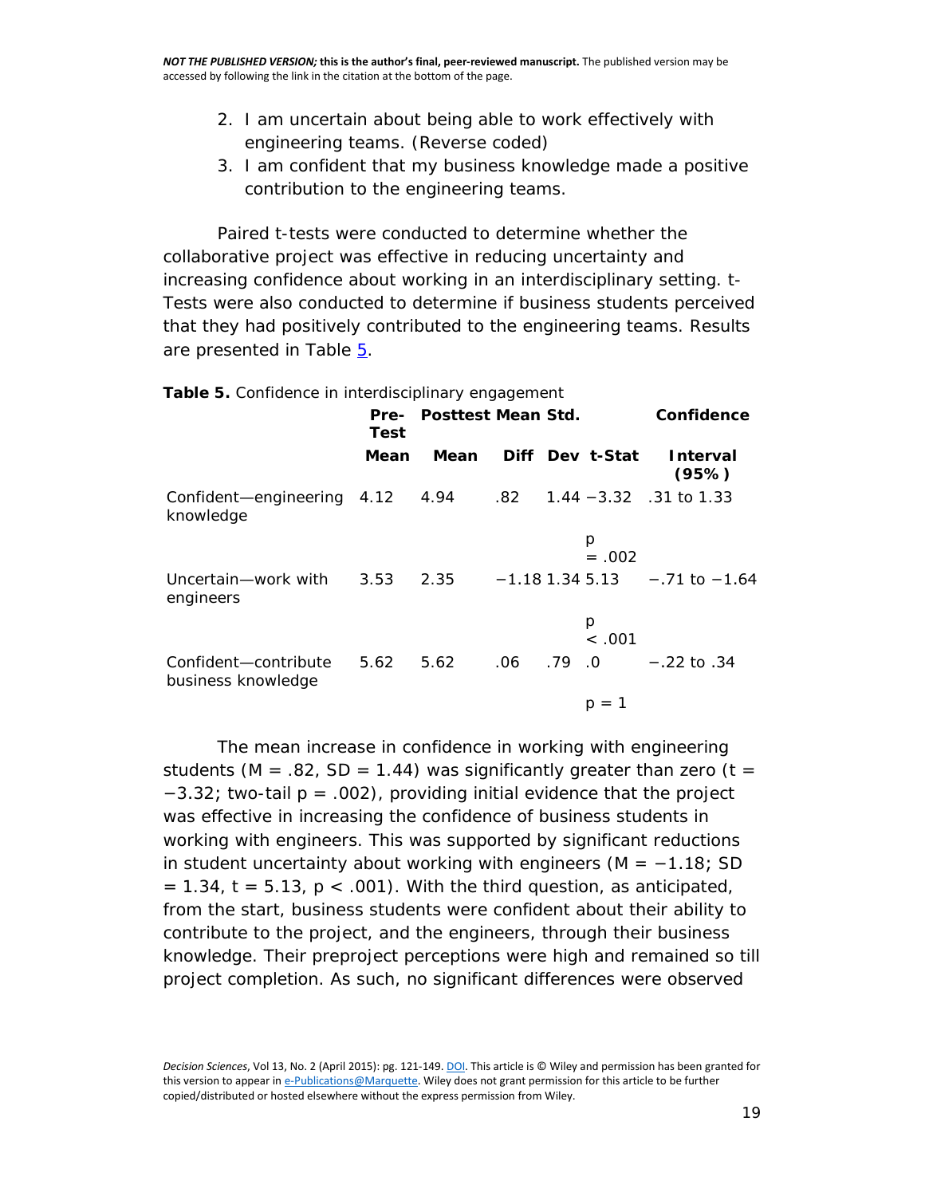2. I am uncertain about being able to work effectively with engineering teams. (Reverse coded)
3. I am confident that my business knowledge made a positive contribution to the engineering teams.

Paired t-tests were conducted to determine whether the collaborative project was effective in reducing uncertainty and increasing confidence about working in an interdisciplinary setting. t-Tests were also conducted to determine if business students perceived that they had positively contributed to the engineering teams. Results are presented in Table 5.

**Table 5.** Confidence in interdisciplinary engagement

| | Pre-Test Mean | Posttest Mean | Mean Diff | Std. Dev | t-Stat | Confidence Interval (95%) |
|---|---|---|---|---|---|---|
| Confident—engineering knowledge | 4.12 | 4.94 | .82 | 1.44 | −3.32 p = .002 | .31 to 1.33 |
| Uncertain—work with engineers | 3.53 | 2.35 | −1.18 | 1.34 | 5.13 p < .001 | −.71 to −1.64 |
| Confident—contribute business knowledge | 5.62 | 5.62 | .06 | .79 | .0 p = 1 | −.22 to .34 |

The mean increase in confidence in working with engineering students ($M = .82$, $SD = 1.44$) was significantly greater than zero ($t = -3.32$; two-tail $p = .002$), providing initial evidence that the project was effective in increasing the confidence of business students in working with engineers. This was supported by significant reductions in student uncertainty about working with engineers ($M = -1.18$; $SD = 1.34$, $t = 5.13$, $p < .001$). With the third question, as anticipated, from the start, business students were confident about their ability to contribute to the project, and the engineers, through their business knowledge. Their preproject perceptions were high and remained so till project completion. As such, no significant differences were observed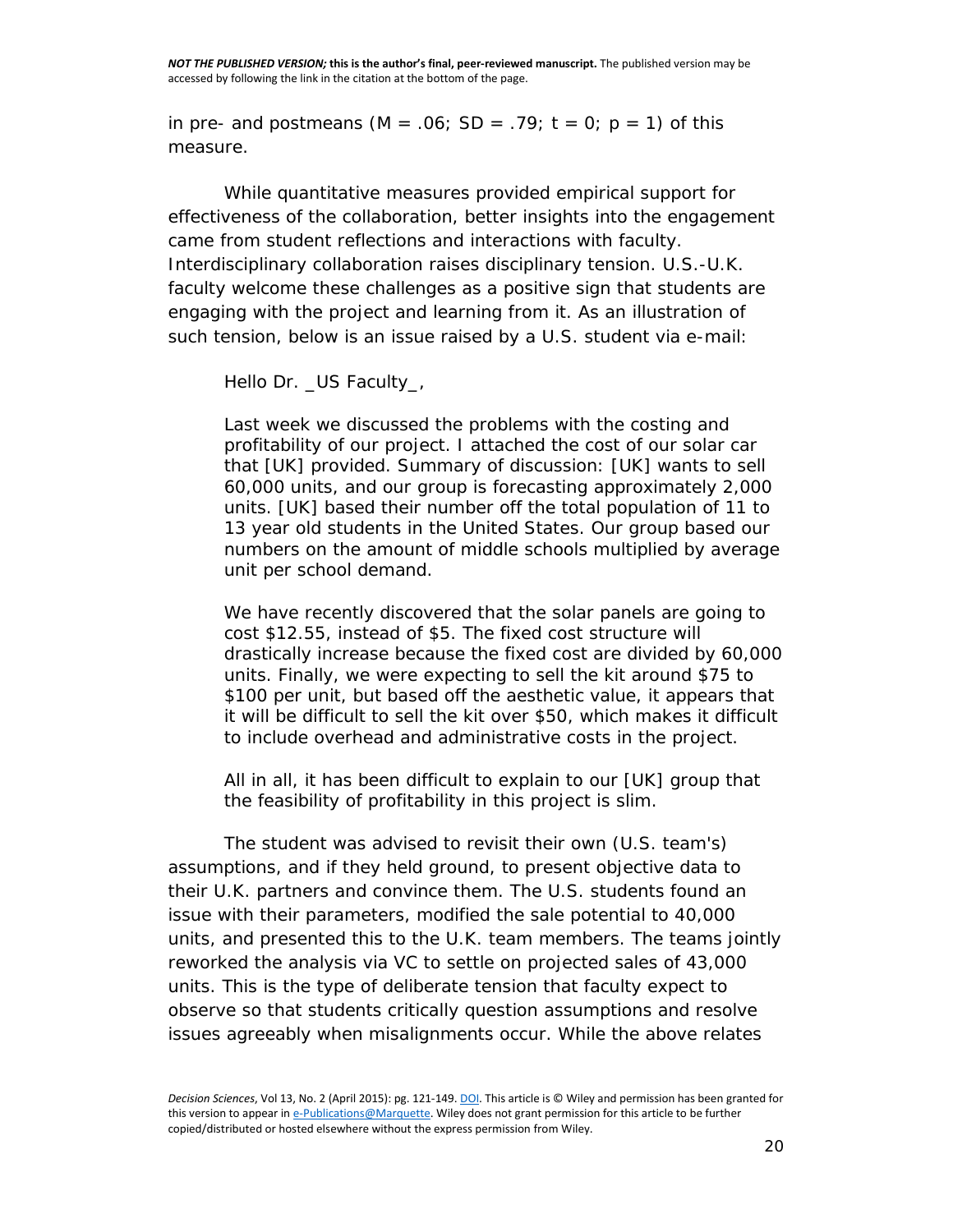in pre- and postmeans ($M = .06$; $SD = .79$; $t = 0$; $p = 1$) of this measure.

While quantitative measures provided empirical support for effectiveness of the collaboration, better insights into the engagement came from student reflections and interactions with faculty. Interdisciplinary collaboration raises disciplinary tension. U.S.-U.K. faculty welcome these challenges as a positive sign that students are engaging with the project and learning from it. As an illustration of such tension, below is an issue raised by a U.S. student via e-mail:

> Hello Dr. _US Faculty_,
>
> Last week we discussed the problems with the costing and profitability of our project. I attached the cost of our solar car that [UK] provided. Summary of discussion: [UK] wants to sell 60,000 units, and our group is forecasting approximately 2,000 units. [UK] based their number off the total population of 11 to 13 year old students in the United States. Our group based our numbers on the amount of middle schools multiplied by average unit per school demand.
>
> We have recently discovered that the solar panels are going to cost $12.55, instead of $5. The fixed cost structure will drastically increase because the fixed cost are divided by 60,000 units. Finally, we were expecting to sell the kit around $75 to $100 per unit, but based off the aesthetic value, it appears that it will be difficult to sell the kit over $50, which makes it difficult to include overhead and administrative costs in the project.
>
> All in all, it has been difficult to explain to our [UK] group that the feasibility of profitability in this project is slim.

The student was advised to revisit their own (U.S. team's) assumptions, and if they held ground, to present objective data to their U.K. partners and convince them. The U.S. students found an issue with their parameters, modified the sale potential to 40,000 units, and presented this to the U.K. team members. The teams jointly reworked the analysis via VC to settle on projected sales of 43,000 units. This is the type of deliberate tension that faculty expect to observe so that students critically question assumptions and resolve issues agreeably when misalignments occur. While the above relates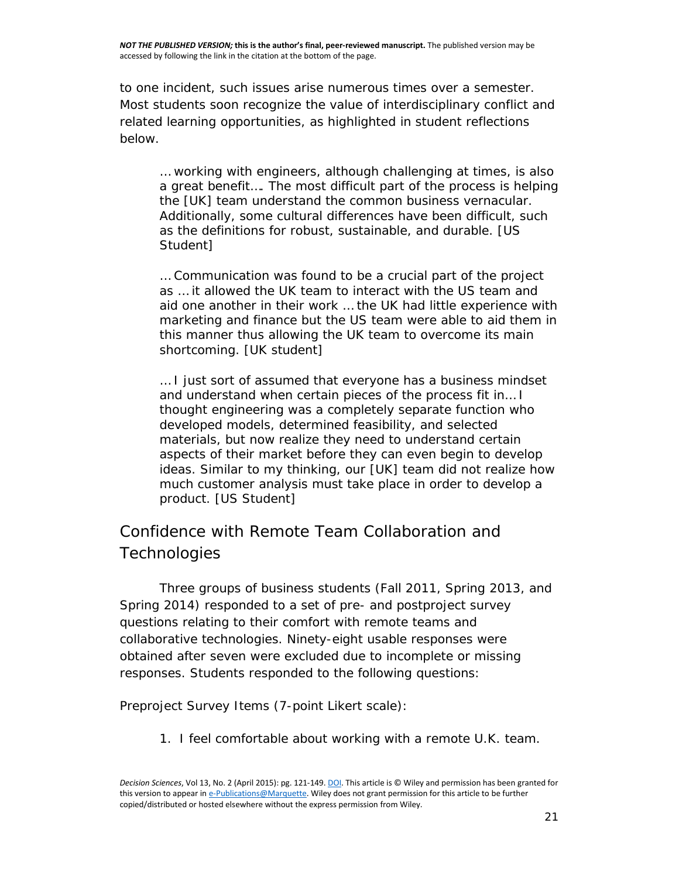to one incident, such issues arise numerous times over a semester. Most students soon recognize the value of interdisciplinary conflict and related learning opportunities, as highlighted in student reflections below.

> … working with engineers, although challenging at times, is also a great benefit…. The most difficult part of the process is helping the [UK] team understand the common business vernacular. Additionally, some cultural differences have been difficult, such as the definitions for robust, sustainable, and durable. [US Student]

> … Communication was found to be a crucial part of the project as … it allowed the UK team to interact with the US team and aid one another in their work … the UK had little experience with marketing and finance but the US team were able to aid them in this manner thus allowing the UK team to overcome its main shortcoming. [UK student]

> … I just sort of assumed that everyone has a business mindset and understand when certain pieces of the process fit in… I thought engineering was a completely separate function who developed models, determined feasibility, and selected materials, but now realize they need to understand certain aspects of their market before they can even begin to develop ideas. Similar to my thinking, our [UK] team did not realize how much customer analysis must take place in order to develop a product. [US Student]

## Confidence with Remote Team Collaboration and Technologies

Three groups of business students (Fall 2011, Spring 2013, and Spring 2014) responded to a set of pre- and postproject survey questions relating to their comfort with remote teams and collaborative technologies. Ninety-eight usable responses were obtained after seven were excluded due to incomplete or missing responses. Students responded to the following questions:

*Preproject Survey Items (7-point Likert scale):*

1. I feel comfortable about working with a remote U.K. team.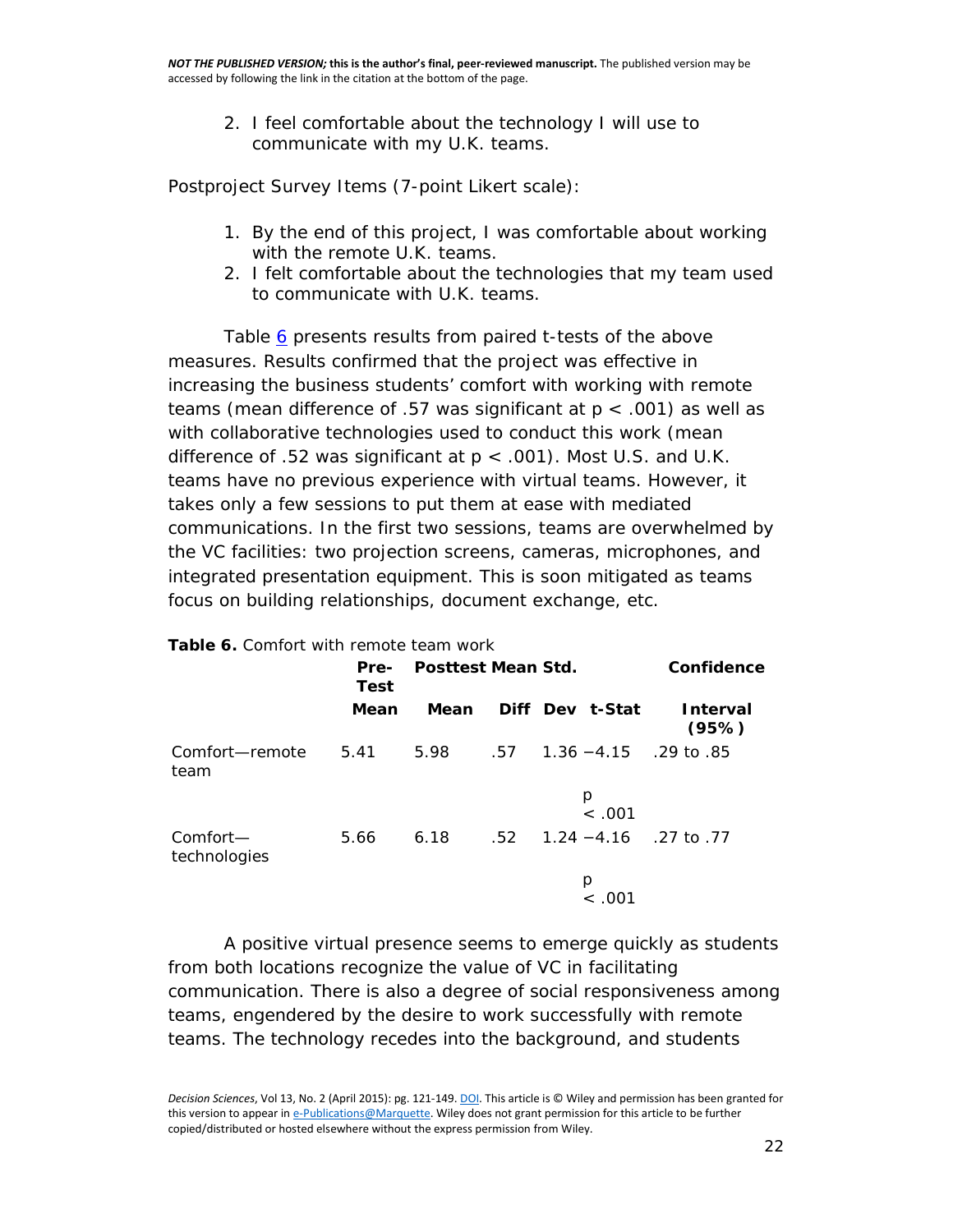2. I feel comfortable about the technology I will use to communicate with my U.K. teams.

Postproject Survey Items (7-point Likert scale):

1. By the end of this project, I was comfortable about working with the remote U.K. teams.
2. I felt comfortable about the technologies that my team used to communicate with U.K. teams.

Table 6 presents results from paired t-tests of the above measures. Results confirmed that the project was effective in increasing the business students' comfort with working with remote teams (mean difference of .57 was significant at $p < .001$) as well as with collaborative technologies used to conduct this work (mean difference of .52 was significant at $p < .001$). Most U.S. and U.K. teams have no previous experience with virtual teams. However, it takes only a few sessions to put them at ease with mediated communications. In the first two sessions, teams are overwhelmed by the VC facilities: two projection screens, cameras, microphones, and integrated presentation equipment. This is soon mitigated as teams focus on building relationships, document exchange, etc.

**Table 6.** Comfort with remote team work

| | Pre-Test Mean | Posttest Mean | Mean Diff | Std. Dev | t-Stat | Confidence Interval (95%) |
|---|---|---|---|---|---|---|
| Comfort—remote team | 5.41 | 5.98 | .57 | 1.36 | −4.15 $p < .001$ | .29 to .85 |
| Comfort—technologies | 5.66 | 6.18 | .52 | 1.24 | −4.16 $p < .001$ | .27 to .77 |

A positive virtual presence seems to emerge quickly as students from both locations recognize the value of VC in facilitating communication. There is also a degree of social responsiveness among teams, engendered by the desire to work successfully with remote teams. The technology recedes into the background, and students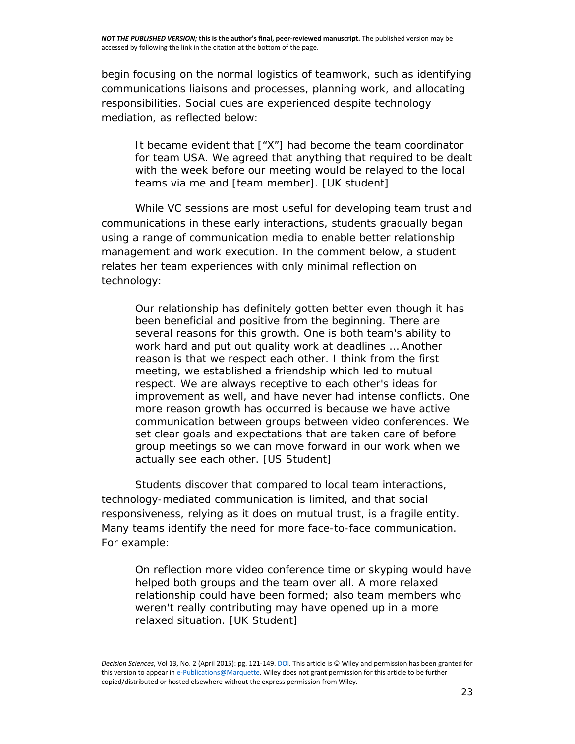begin focusing on the normal logistics of teamwork, such as identifying communications liaisons and processes, planning work, and allocating responsibilities. Social cues are experienced despite technology mediation, as reflected below:

> It became evident that [“X”] had become the team coordinator for team USA. We agreed that anything that required to be dealt with the week before our meeting would be relayed to the local teams via me and [team member]. [UK student]

While VC sessions are most useful for developing team trust and communications in these early interactions, students gradually began using a range of communication media to enable better relationship management and work execution. In the comment below, a student relates her team experiences with only minimal reflection on technology:

> Our relationship has definitely gotten better even though it has been beneficial and positive from the beginning. There are several reasons for this growth. One is both team's ability to work hard and put out quality work at deadlines … Another reason is that we respect each other. I think from the first meeting, we established a friendship which led to mutual respect. We are always receptive to each other's ideas for improvement as well, and have never had intense conflicts. One more reason growth has occurred is because we have active communication between groups between video conferences. We set clear goals and expectations that are taken care of before group meetings so we can move forward in our work when we actually see each other. [US Student]

Students discover that compared to local team interactions, technology-mediated communication is limited, and that social responsiveness, relying as it does on mutual trust, is a fragile entity. Many teams identify the need for more face-to-face communication. For example:

> On reflection more video conference time or skyping would have helped both groups and the team over all. A more relaxed relationship could have been formed; also team members who weren't really contributing may have opened up in a more relaxed situation. [UK Student]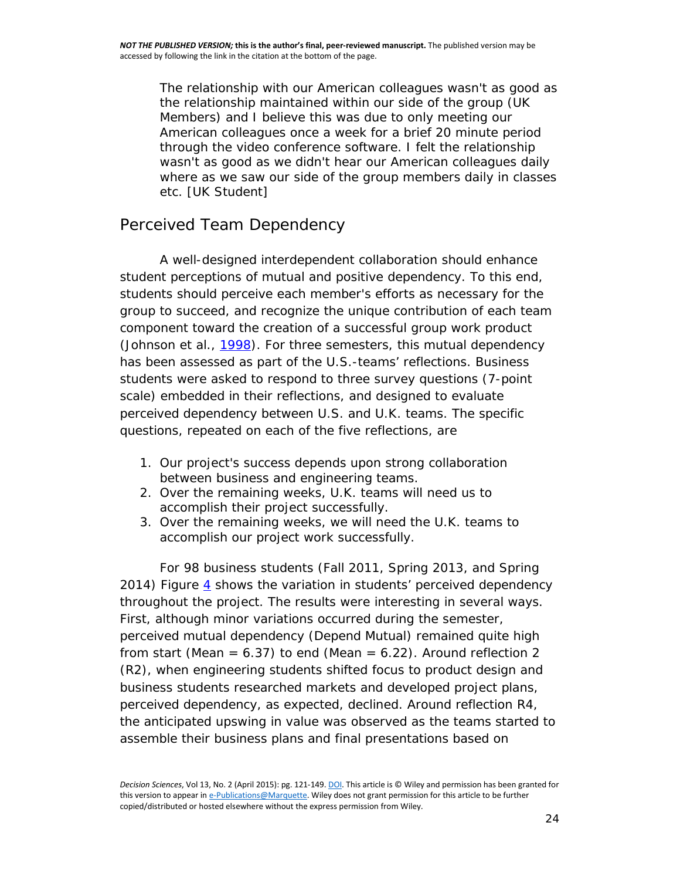> The relationship with our American colleagues wasn't as good as the relationship maintained within our side of the group (UK Members) and I believe this was due to only meeting our American colleagues once a week for a brief 20 minute period through the video conference software. I felt the relationship wasn't as good as we didn't hear our American colleagues daily where as we saw our side of the group members daily in classes etc. [UK Student]

## Perceived Team Dependency

A well-designed interdependent collaboration should enhance student perceptions of mutual and positive dependency. To this end, students should perceive each member's efforts as necessary for the group to succeed, and recognize the unique contribution of each team component toward the creation of a successful group work product (Johnson et al., 1998). For three semesters, this mutual dependency has been assessed as part of the U.S.-teams' reflections. Business students were asked to respond to three survey questions (7-point scale) embedded in their reflections, and designed to evaluate perceived dependency between U.S. and U.K. teams. The specific questions, repeated on each of the five reflections, are

1. Our project's success depends upon strong collaboration between business and engineering teams.
2. Over the remaining weeks, U.K. teams will need us to accomplish their project successfully.
3. Over the remaining weeks, we will need the U.K. teams to accomplish our project work successfully.

For 98 business students (Fall 2011, Spring 2013, and Spring 2014) Figure 4 shows the variation in students' perceived dependency throughout the project. The results were interesting in several ways. First, although minor variations occurred during the semester, perceived mutual dependency (Depend Mutual) remained quite high from start (Mean = 6.37) to end (Mean = 6.22). Around reflection 2 (R2), when engineering students shifted focus to product design and business students researched markets and developed project plans, perceived dependency, as expected, declined. Around reflection R4, the anticipated upswing in value was observed as the teams started to assemble their business plans and final presentations based on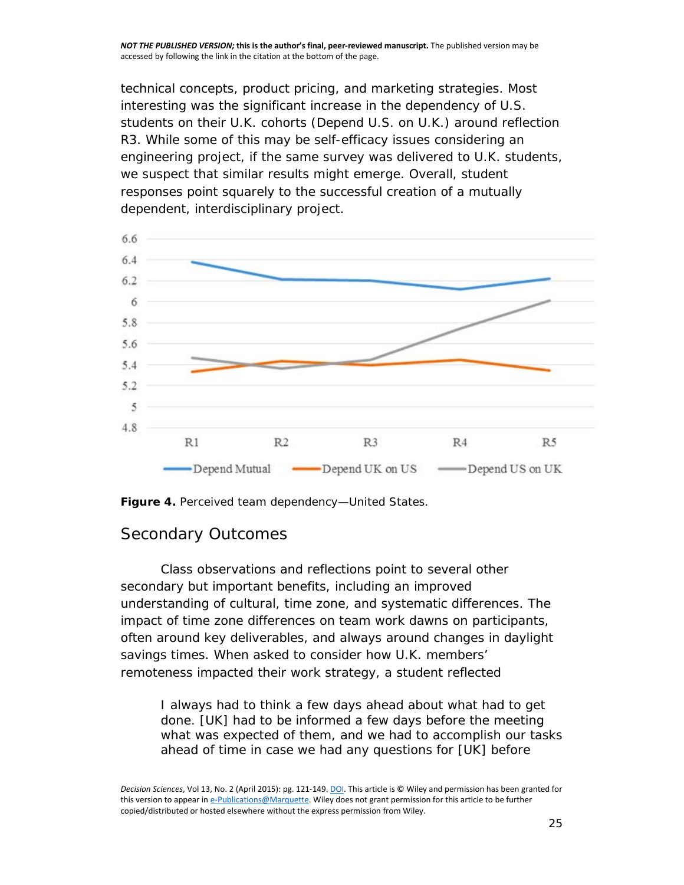technical concepts, product pricing, and marketing strategies. Most interesting was the significant increase in the dependency of U.S. students on their U.K. cohorts (Depend U.S. on U.K.) around reflection R3. While some of this may be self-efficacy issues considering an engineering project, if the same survey was delivered to U.K. students, we suspect that similar results might emerge. Overall, student responses point squarely to the successful creation of a mutually dependent, interdisciplinary project.

**Figure 4.** Perceived team dependency—United States.

## Secondary Outcomes

Class observations and reflections point to several other secondary but important benefits, including an improved understanding of cultural, time zone, and systematic differences. The impact of time zone differences on team work dawns on participants, often around key deliverables, and always around changes in daylight savings times. When asked to consider how U.K. members' remoteness impacted their work strategy, a student reflected

> I always had to think a few days ahead about what had to get done. [UK] had to be informed a few days before the meeting what was expected of them, and we had to accomplish our tasks ahead of time in case we had any questions for [UK] before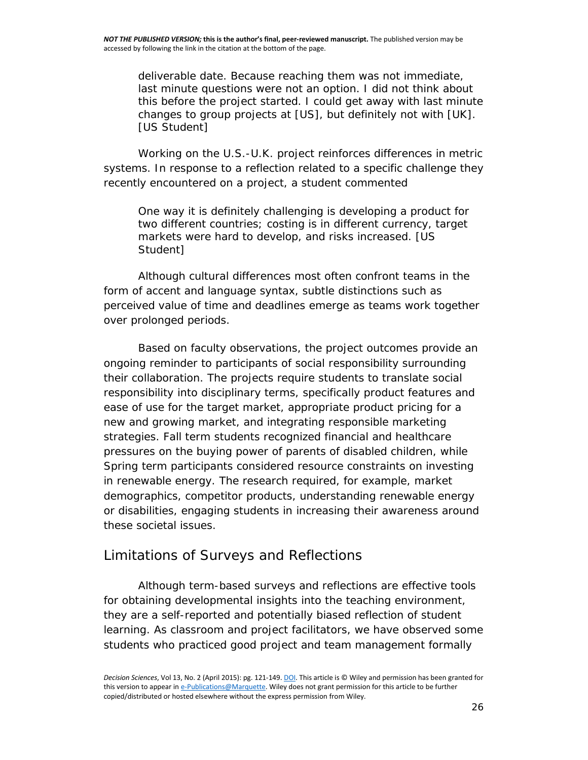> deliverable date. Because reaching them was not immediate, last minute questions were not an option. I did not think about this before the project started. I could get away with last minute changes to group projects at [US], but definitely not with [UK]. [US Student]

Working on the U.S.-U.K. project reinforces differences in metric systems. In response to a reflection related to a specific challenge they recently encountered on a project, a student commented

> One way it is definitely challenging is developing a product for two different countries; costing is in different currency, target markets were hard to develop, and risks increased. [US Student]

Although cultural differences most often confront teams in the form of accent and language syntax, subtle distinctions such as perceived value of time and deadlines emerge as teams work together over prolonged periods.

Based on faculty observations, the project outcomes provide an ongoing reminder to participants of social responsibility surrounding their collaboration. The projects require students to translate social responsibility into disciplinary terms, specifically product features and ease of use for the target market, appropriate product pricing for a new and growing market, and integrating responsible marketing strategies. Fall term students recognized financial and healthcare pressures on the buying power of parents of disabled children, while Spring term participants considered resource constraints on investing in renewable energy. The research required, for example, market demographics, competitor products, understanding renewable energy or disabilities, engaging students in increasing their awareness around these societal issues.

## Limitations of Surveys and Reflections

Although term-based surveys and reflections are effective tools for obtaining developmental insights into the teaching environment, they are a self-reported and potentially biased reflection of student learning. As classroom and project facilitators, we have observed some students who practiced good project and team management formally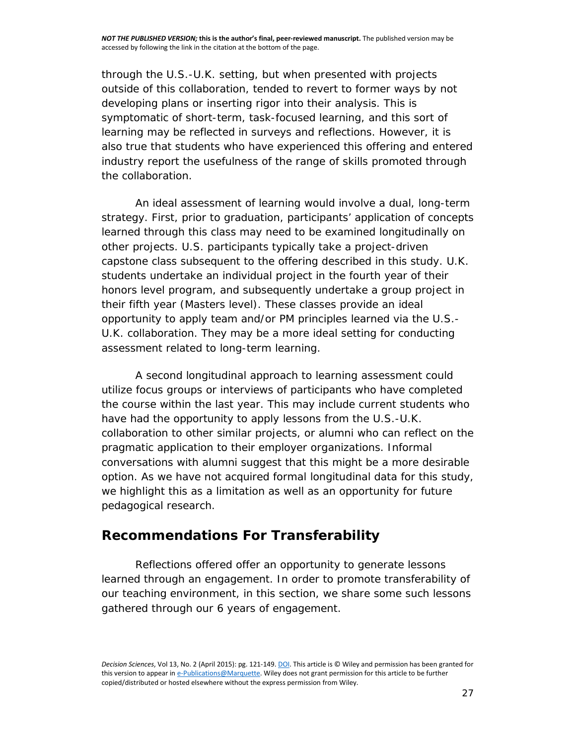through the U.S.-U.K. setting, but when presented with projects outside of this collaboration, tended to revert to former ways by not developing plans or inserting rigor into their analysis. This is symptomatic of short-term, task-focused learning, and this sort of learning may be reflected in surveys and reflections. However, it is also true that students who have experienced this offering and entered industry report the usefulness of the range of skills promoted through the collaboration.

An ideal assessment of learning would involve a dual, long-term strategy. First, prior to graduation, participants' application of concepts learned through this class may need to be examined longitudinally on other projects. U.S. participants typically take a project-driven capstone class subsequent to the offering described in this study. U.K. students undertake an individual project in the fourth year of their honors level program, and subsequently undertake a group project in their fifth year (Masters level). These classes provide an ideal opportunity to apply team and/or PM principles learned via the U.S.-U.K. collaboration. They may be a more ideal setting for conducting assessment related to long-term learning.

A second longitudinal approach to learning assessment could utilize focus groups or interviews of participants who have completed the course within the last year. This may include current students who have had the opportunity to apply lessons from the U.S.-U.K. collaboration to other similar projects, or alumni who can reflect on the pragmatic application to their employer organizations. Informal conversations with alumni suggest that this might be a more desirable option. As we have not acquired formal longitudinal data for this study, we highlight this as a limitation as well as an opportunity for future pedagogical research.

## Recommendations For Transferability

Reflections offered offer an opportunity to generate lessons learned through an engagement. In order to promote transferability of our teaching environment, in this section, we share some such lessons gathered through our 6 years of engagement.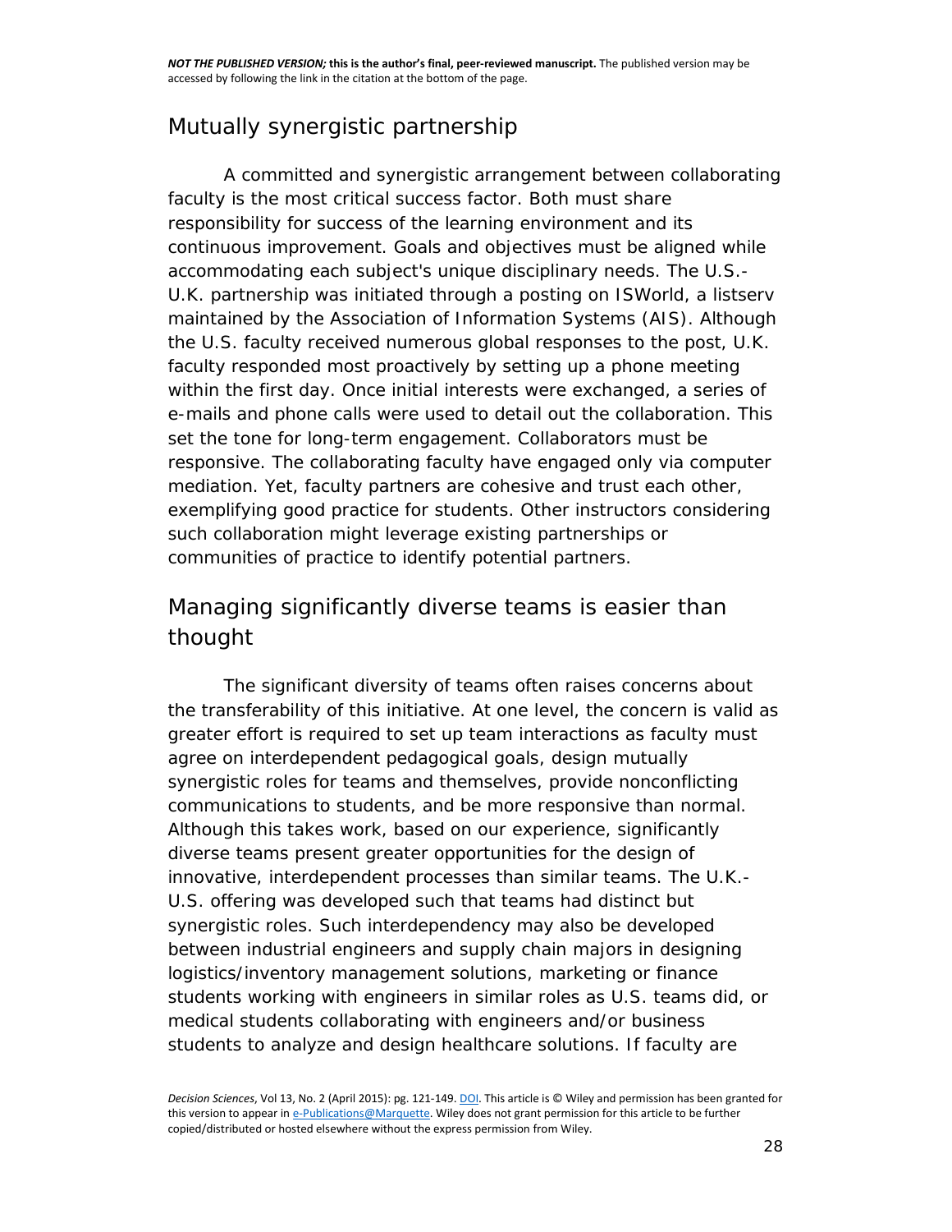## Mutually synergistic partnership

A committed and synergistic arrangement between collaborating faculty is the most critical success factor. Both must share responsibility for success of the learning environment and its continuous improvement. Goals and objectives must be aligned while accommodating each subject's unique disciplinary needs. The U.S.-U.K. partnership was initiated through a posting on ISWorld, a listserv maintained by the Association of Information Systems (AIS). Although the U.S. faculty received numerous global responses to the post, U.K. faculty responded most proactively by setting up a phone meeting within the first day. Once initial interests were exchanged, a series of e-mails and phone calls were used to detail out the collaboration. This set the tone for long-term engagement. Collaborators must be responsive. The collaborating faculty have engaged only via computer mediation. Yet, faculty partners are cohesive and trust each other, exemplifying good practice for students. Other instructors considering such collaboration might leverage existing partnerships or communities of practice to identify potential partners.

## Managing significantly diverse teams is easier than thought

The significant diversity of teams often raises concerns about the transferability of this initiative. At one level, the concern is valid as greater effort is required to set up team interactions as faculty must agree on interdependent pedagogical goals, design mutually synergistic roles for teams and themselves, provide nonconflicting communications to students, and be more responsive than normal. Although this takes work, based on our experience, significantly diverse teams present greater opportunities for the design of innovative, interdependent processes than similar teams. The U.K.-U.S. offering was developed such that teams had distinct but synergistic roles. Such interdependency may also be developed between industrial engineers and supply chain majors in designing logistics/inventory management solutions, marketing or finance students working with engineers in similar roles as U.S. teams did, or medical students collaborating with engineers and/or business students to analyze and design healthcare solutions. If faculty are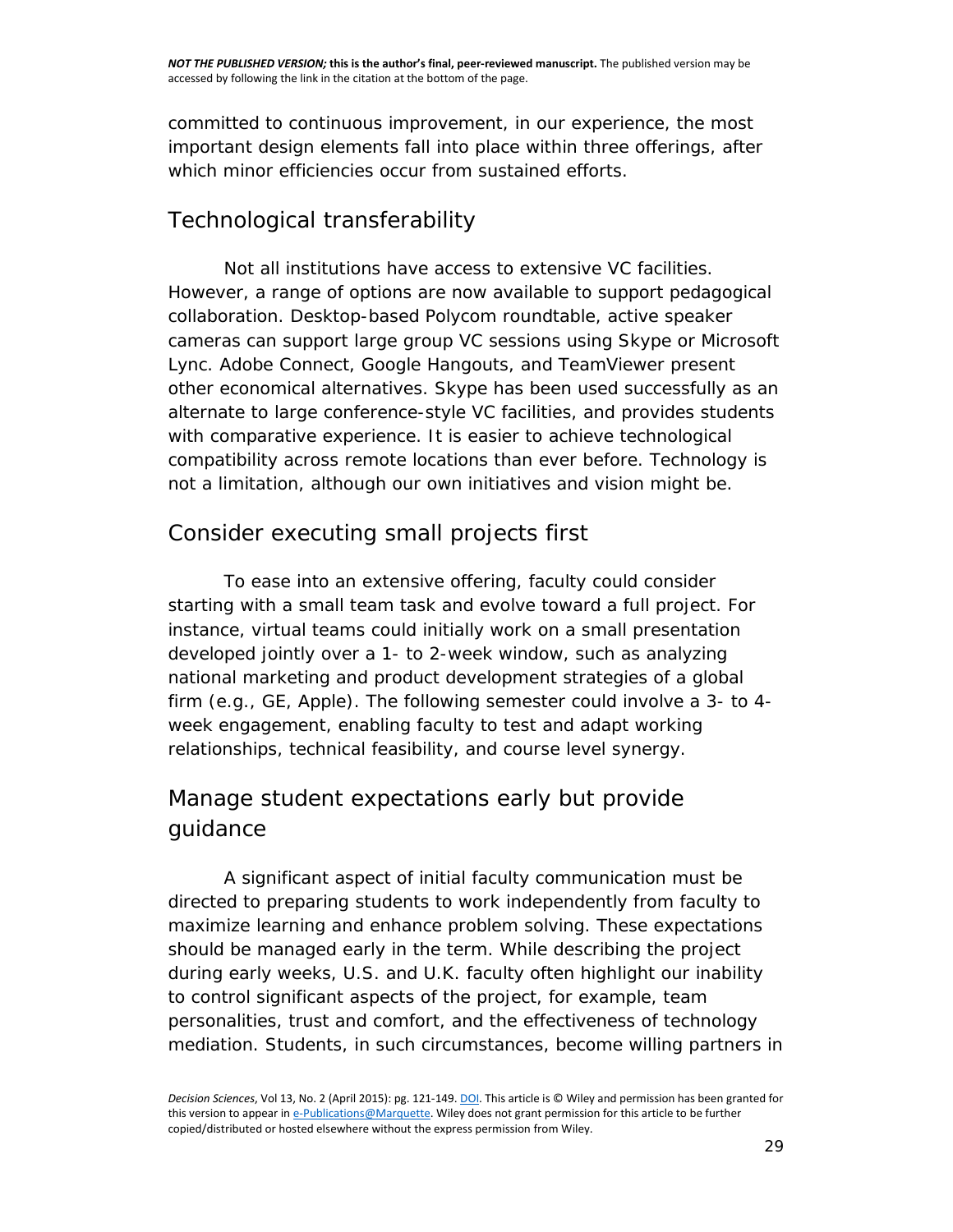committed to continuous improvement, in our experience, the most important design elements fall into place within three offerings, after which minor efficiencies occur from sustained efforts.

## Technological transferability

Not all institutions have access to extensive VC facilities. However, a range of options are now available to support pedagogical collaboration. Desktop-based Polycom roundtable, active speaker cameras can support large group VC sessions using Skype or Microsoft Lync. Adobe Connect, Google Hangouts, and TeamViewer present other economical alternatives. Skype has been used successfully as an alternate to large conference-style VC facilities, and provides students with comparative experience. It is easier to achieve technological compatibility across remote locations than ever before. Technology is not a limitation, although our own initiatives and vision might be.

## Consider executing small projects first

To ease into an extensive offering, faculty could consider starting with a small team task and evolve toward a full project. For instance, virtual teams could initially work on a small presentation developed jointly over a 1- to 2-week window, such as analyzing national marketing and product development strategies of a global firm (e.g., GE, Apple). The following semester could involve a 3- to 4-week engagement, enabling faculty to test and adapt working relationships, technical feasibility, and course level synergy.

## Manage student expectations early but provide guidance

A significant aspect of initial faculty communication must be directed to preparing students to work independently from faculty to maximize learning and enhance problem solving. These expectations should be managed early in the term. While describing the project during early weeks, U.S. and U.K. faculty often highlight our inability to control significant aspects of the project, for example, team personalities, trust and comfort, and the effectiveness of technology mediation. Students, in such circumstances, become willing partners in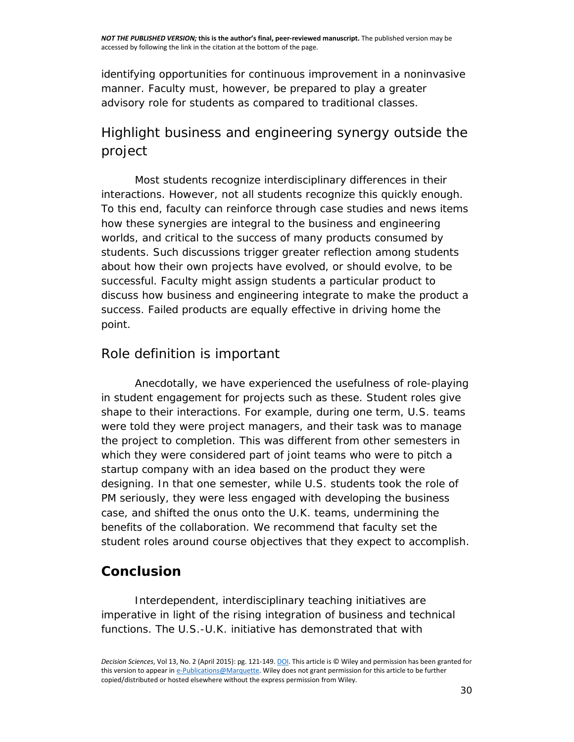identifying opportunities for continuous improvement in a noninvasive manner. Faculty must, however, be prepared to play a greater advisory role for students as compared to traditional classes.

## Highlight business and engineering synergy outside the project

Most students recognize interdisciplinary differences in their interactions. However, not all students recognize this quickly enough. To this end, faculty can reinforce through case studies and news items how these synergies are integral to the business and engineering worlds, and critical to the success of many products consumed by students. Such discussions trigger greater reflection among students about how their own projects have evolved, or should evolve, to be successful. Faculty might assign students a particular product to discuss how business and engineering integrate to make the product a success. Failed products are equally effective in driving home the point.

## Role definition is important

Anecdotally, we have experienced the usefulness of role-playing in student engagement for projects such as these. Student roles give shape to their interactions. For example, during one term, U.S. teams were told they were project managers, and their task was to manage the project to completion. This was different from other semesters in which they were considered part of joint teams who were to pitch a startup company with an idea based on the product they were designing. In that one semester, while U.S. students took the role of PM seriously, they were less engaged with developing the business case, and shifted the onus onto the U.K. teams, undermining the benefits of the collaboration. We recommend that faculty set the student roles around course objectives that they expect to accomplish.

# Conclusion

Interdependent, interdisciplinary teaching initiatives are imperative in light of the rising integration of business and technical functions. The U.S.-U.K. initiative has demonstrated that with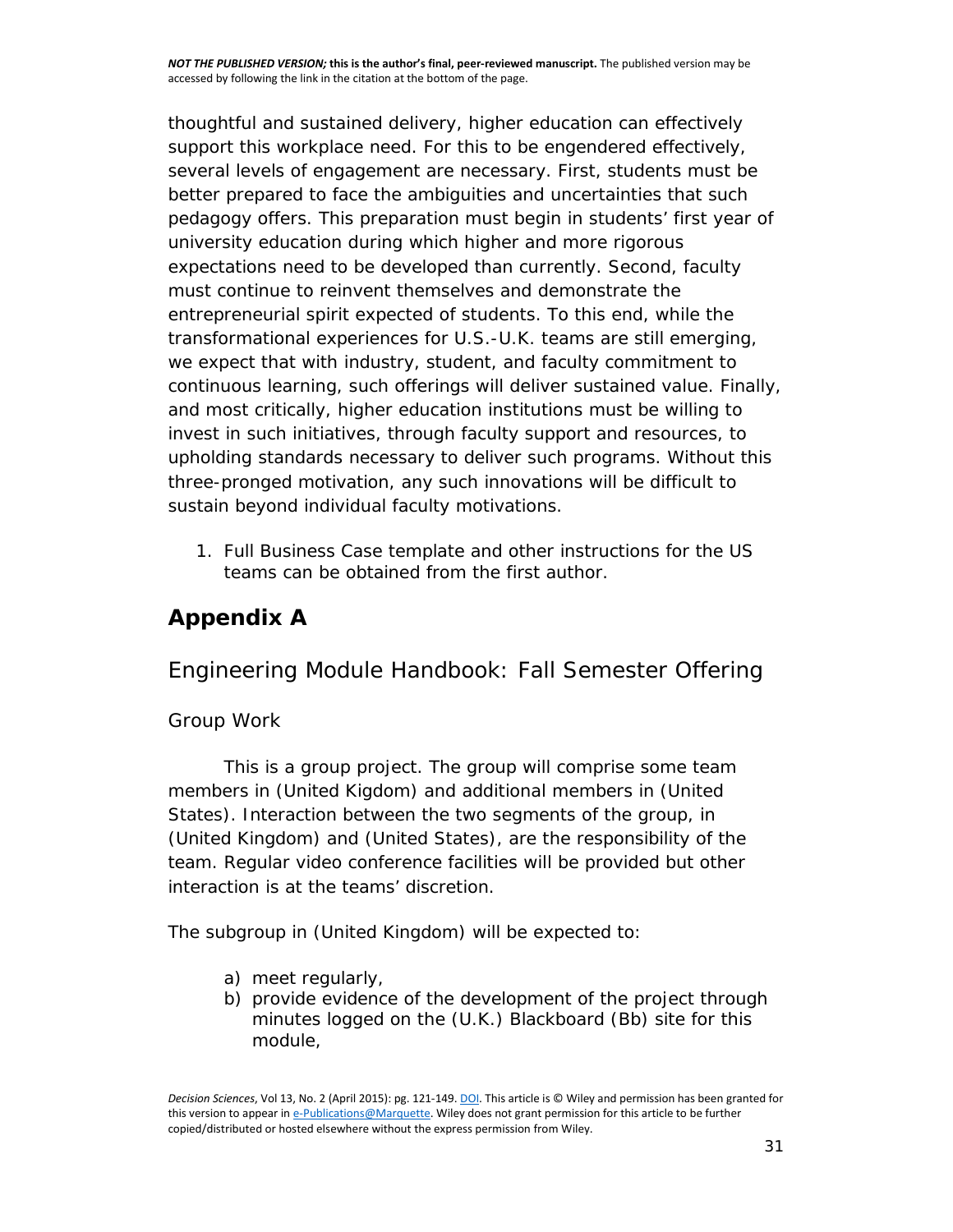thoughtful and sustained delivery, higher education can effectively support this workplace need. For this to be engendered effectively, several levels of engagement are necessary. First, students must be better prepared to face the ambiguities and uncertainties that such pedagogy offers. This preparation must begin in students' first year of university education during which higher and more rigorous expectations need to be developed than currently. Second, faculty must continue to reinvent themselves and demonstrate the entrepreneurial spirit expected of students. To this end, while the transformational experiences for U.S.-U.K. teams are still emerging, we expect that with industry, student, and faculty commitment to continuous learning, such offerings will deliver sustained value. Finally, and most critically, higher education institutions must be willing to invest in such initiatives, through faculty support and resources, to upholding standards necessary to deliver such programs. Without this three-pronged motivation, any such innovations will be difficult to sustain beyond individual faculty motivations.

1. Full Business Case template and other instructions for the US teams can be obtained from the first author.

## Appendix A

### Engineering Module Handbook: Fall Semester Offering

#### Group Work

This is a group project. The group will comprise some team members in (United Kigdom) and additional members in (United States). Interaction between the two segments of the group, in (United Kingdom) and (United States), are the responsibility of the team. Regular video conference facilities will be provided but other interaction is at the teams' discretion.

The subgroup in (United Kingdom) will be expected to:

a) meet regularly,
b) provide evidence of the development of the project through minutes logged on the (U.K.) Blackboard (Bb) site for this module,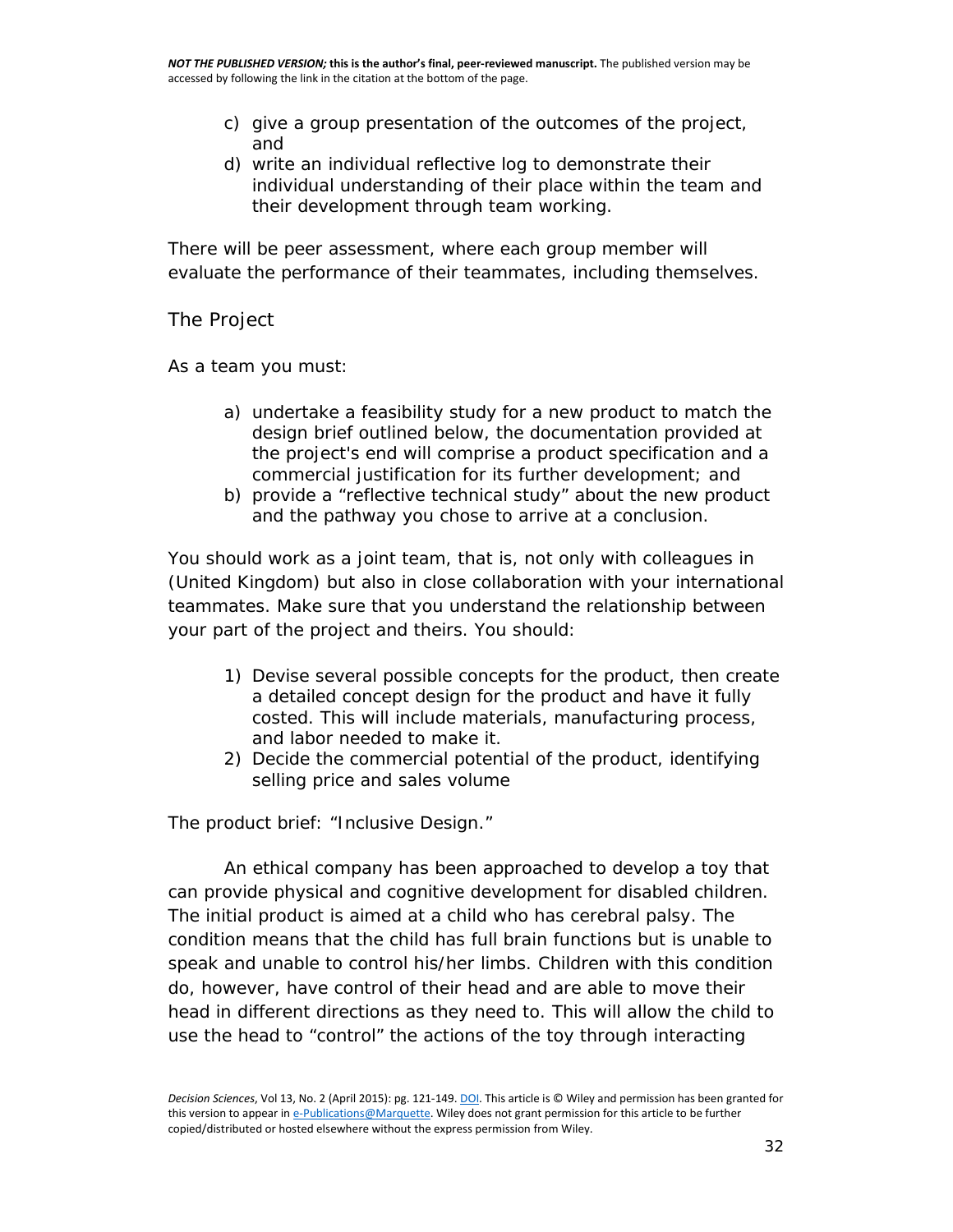c) give a group presentation of the outcomes of the project, and
d) write an individual reflective log to demonstrate their individual understanding of their place within the team and their development through team working.

There will be peer assessment, where each group member will evaluate the performance of their teammates, including themselves.

## The Project

As a team you must:

a) undertake a feasibility study for a new product to match the design brief outlined below, the documentation provided at the project's end will comprise a product specification and a commercial justification for its further development; and
b) provide a "reflective technical study" about the new product and the pathway you chose to arrive at a conclusion.

You should work as a joint team, that is, not only with colleagues in (United Kingdom) but also in close collaboration with your international teammates. Make sure that you understand the relationship between your part of the project and theirs. You should:

1) Devise several possible concepts for the product, then create a detailed concept design for the product and have it fully costed. This will include materials, manufacturing process, and labor needed to make it.
2) Decide the commercial potential of the product, identifying selling price and sales volume

The product brief: "Inclusive Design."

An ethical company has been approached to develop a toy that can provide physical and cognitive development for disabled children. The initial product is aimed at a child who has cerebral palsy. The condition means that the child has full brain functions but is unable to speak and unable to control his/her limbs. Children with this condition do, however, have control of their head and are able to move their head in different directions as they need to. This will allow the child to use the head to "control" the actions of the toy through interacting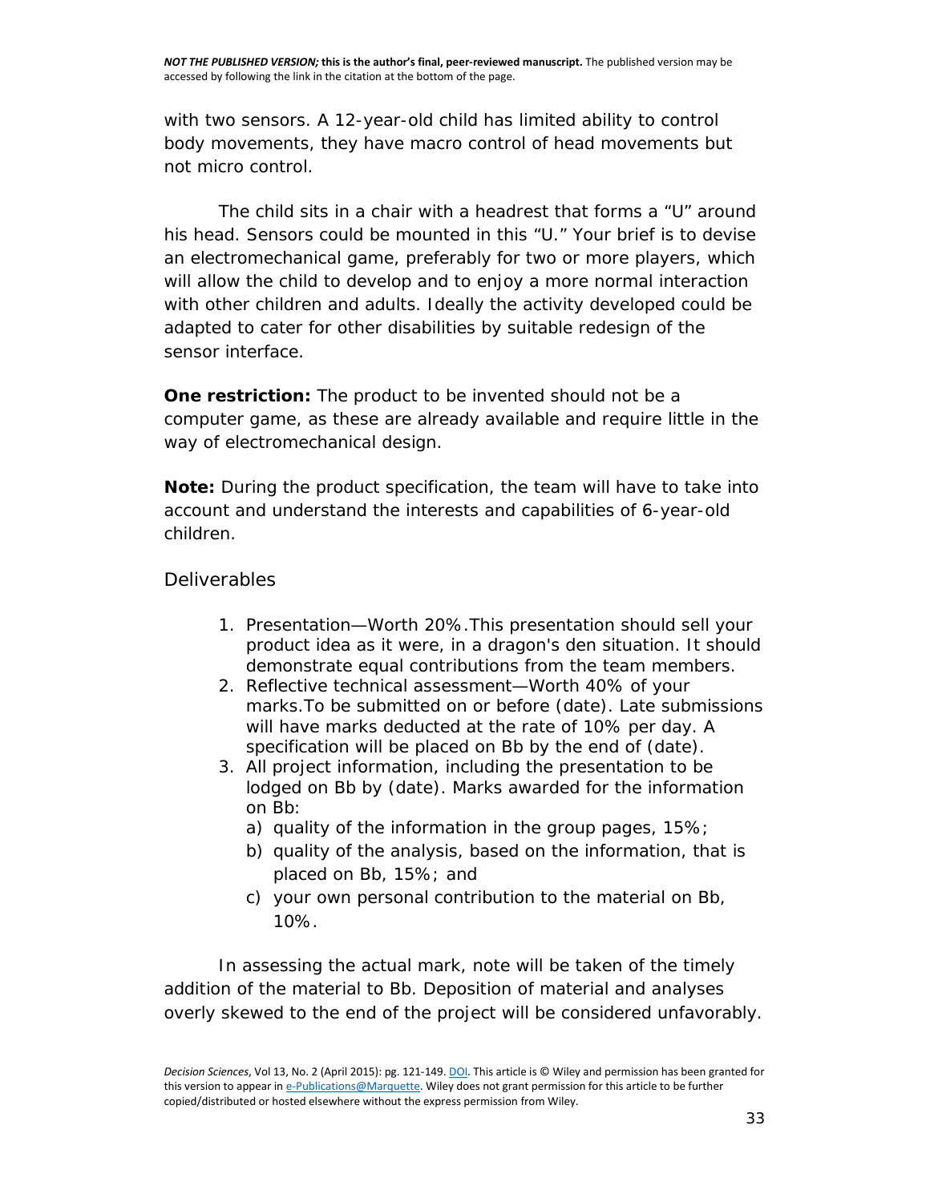with two sensors. A 12-year-old child has limited ability to control body movements, they have macro control of head movements but not micro control.

The child sits in a chair with a headrest that forms a "U" around his head. Sensors could be mounted in this "U." Your brief is to devise an electromechanical game, preferably for two or more players, which will allow the child to develop and to enjoy a more normal interaction with other children and adults. Ideally the activity developed could be adapted to cater for other disabilities by suitable redesign of the sensor interface.

**One restriction:** The product to be invented should not be a computer game, as these are already available and require little in the way of electromechanical design.

**Note:** During the product specification, the team will have to take into account and understand the interests and capabilities of 6-year-old children.

### Deliverables

1. Presentation—Worth 20%.This presentation should sell your product idea as it were, in a dragon's den situation. It should demonstrate equal contributions from the team members.
2. Reflective technical assessment—Worth 40% of your marks.To be submitted on or before (date). Late submissions will have marks deducted at the rate of 10% per day. A specification will be placed on Bb by the end of (date).
3. All project information, including the presentation to be lodged on Bb by (date). Marks awarded for the information on Bb:
   a) quality of the information in the group pages, 15%;
   b) quality of the analysis, based on the information, that is placed on Bb, 15%; and
   c) your own personal contribution to the material on Bb, 10%.

In assessing the actual mark, note will be taken of the timely addition of the material to Bb. Deposition of material and analyses overly skewed to the end of the project will be considered unfavorably.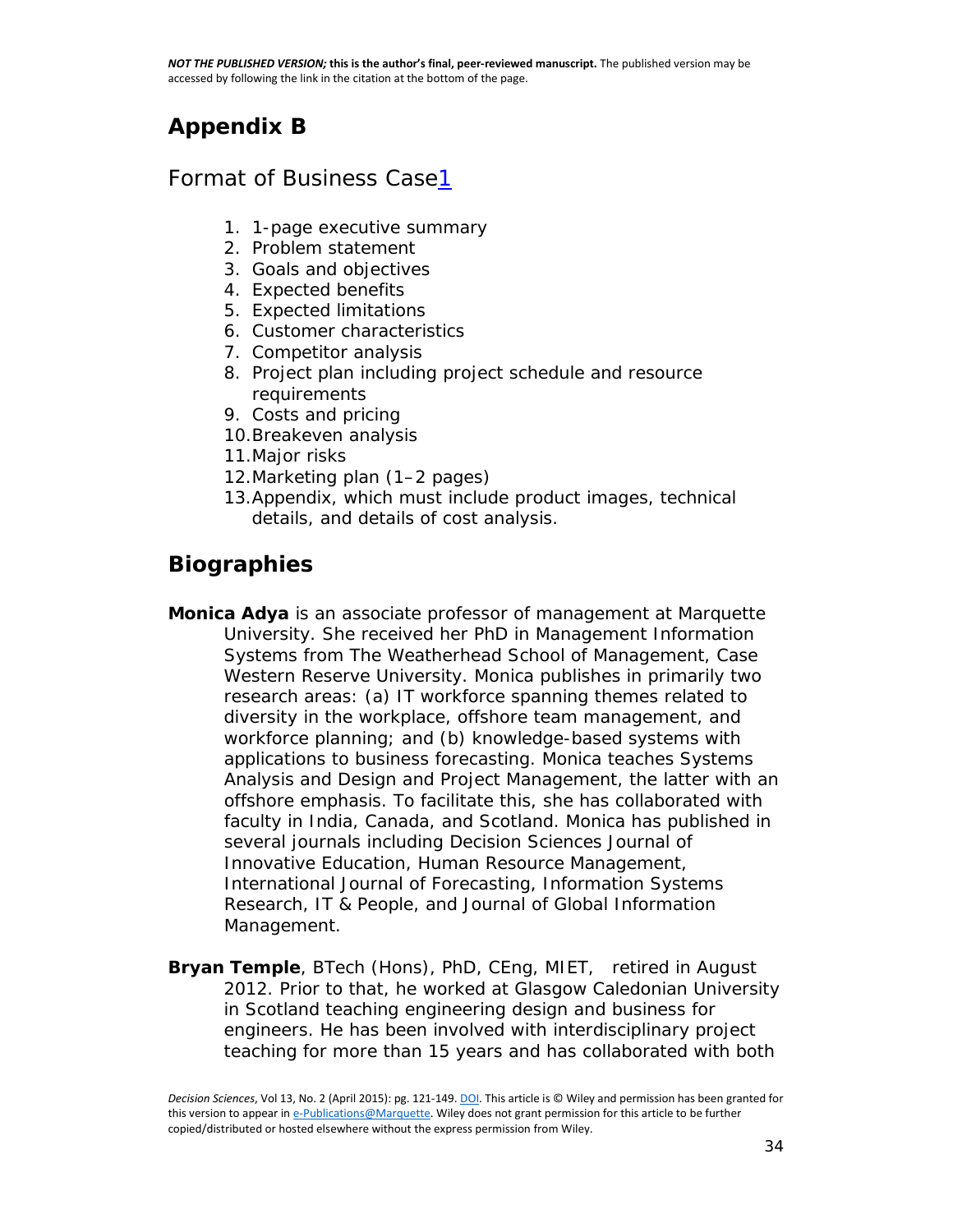## Appendix B

### Format of Business Case[1]

1. 1-page executive summary
2. Problem statement
3. Goals and objectives
4. Expected benefits
5. Expected limitations
6. Customer characteristics
7. Competitor analysis
8. Project plan including project schedule and resource requirements
9. Costs and pricing
10. Breakeven analysis
11. Major risks
12. Marketing plan (1–2 pages)
13. Appendix, which must include product images, technical details, and details of cost analysis.

## Biographies

**Monica Adya** is an associate professor of management at Marquette University. She received her PhD in Management Information Systems from The Weatherhead School of Management, Case Western Reserve University. Monica publishes in primarily two research areas: (a) IT workforce spanning themes related to diversity in the workplace, offshore team management, and workforce planning; and (b) knowledge-based systems with applications to business forecasting. Monica teaches Systems Analysis and Design and Project Management, the latter with an offshore emphasis. To facilitate this, she has collaborated with faculty in India, Canada, and Scotland. Monica has published in several journals including Decision Sciences Journal of Innovative Education, Human Resource Management, International Journal of Forecasting, Information Systems Research, IT & People, and Journal of Global Information Management.

**Bryan Temple**, BTech (Hons), PhD, CEng, MIET, retired in August 2012. Prior to that, he worked at Glasgow Caledonian University in Scotland teaching engineering design and business for engineers. He has been involved with interdisciplinary project teaching for more than 15 years and has collaborated with both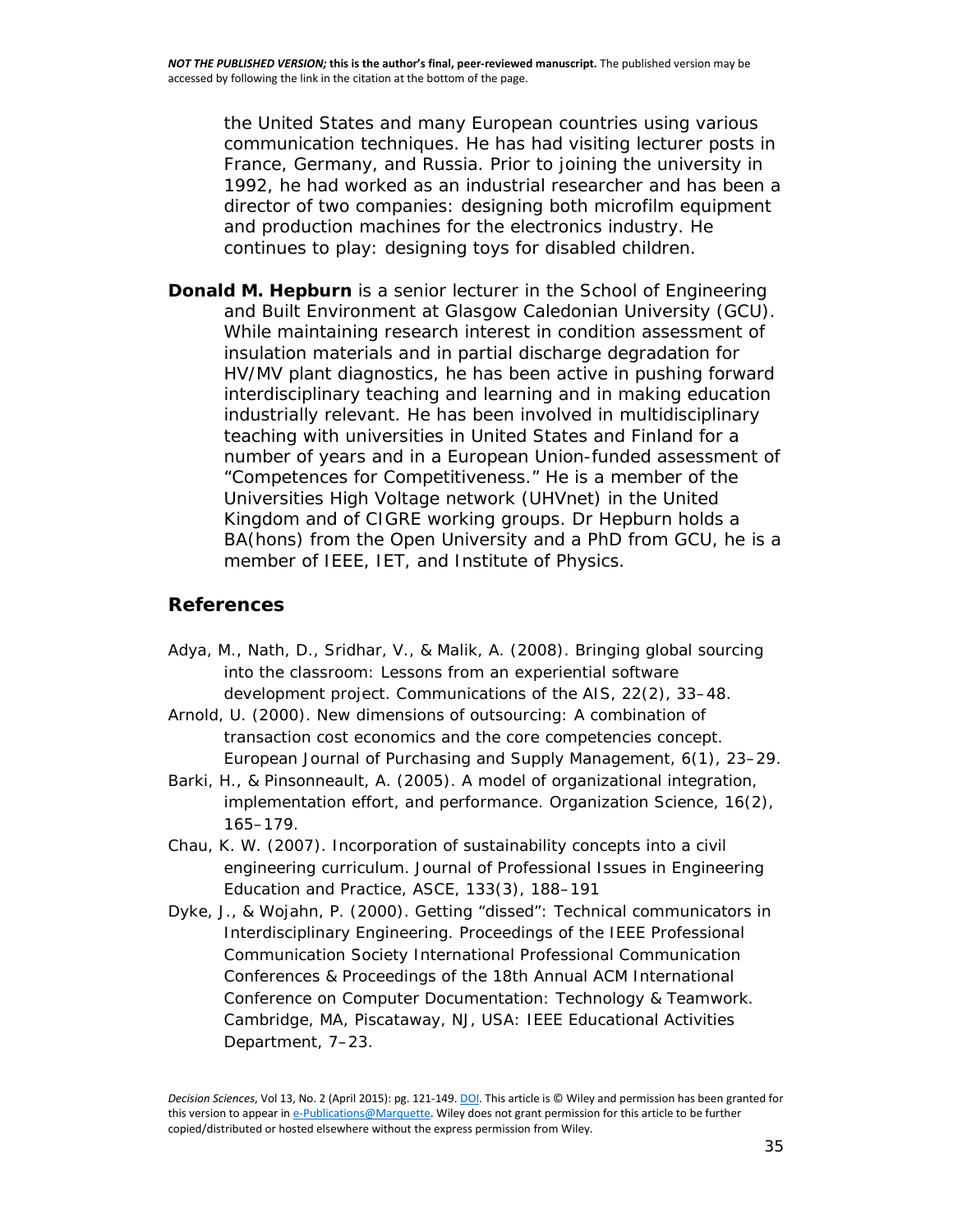the United States and many European countries using various communication techniques. He has had visiting lecturer posts in France, Germany, and Russia. Prior to joining the university in 1992, he had worked as an industrial researcher and has been a director of two companies: designing both microfilm equipment and production machines for the electronics industry. He continues to play: designing toys for disabled children.

**Donald M. Hepburn** is a senior lecturer in the School of Engineering and Built Environment at Glasgow Caledonian University (GCU). While maintaining research interest in condition assessment of insulation materials and in partial discharge degradation for HV/MV plant diagnostics, he has been active in pushing forward interdisciplinary teaching and learning and in making education industrially relevant. He has been involved in multidisciplinary teaching with universities in United States and Finland for a number of years and in a European Union-funded assessment of "Competences for Competitiveness." He is a member of the Universities High Voltage network (UHVnet) in the United Kingdom and of CIGRE working groups. Dr Hepburn holds a BA(hons) from the Open University and a PhD from GCU, he is a member of IEEE, IET, and Institute of Physics.

## References

Adya, M., Nath, D., Sridhar, V., & Malik, A. (2008). Bringing global sourcing into the classroom: Lessons from an experiential software development project. Communications of the AIS, 22(2), 33–48.

Arnold, U. (2000). New dimensions of outsourcing: A combination of transaction cost economics and the core competencies concept. European Journal of Purchasing and Supply Management, 6(1), 23–29.

Barki, H., & Pinsonneault, A. (2005). A model of organizational integration, implementation effort, and performance. Organization Science, 16(2), 165–179.

Chau, K. W. (2007). Incorporation of sustainability concepts into a civil engineering curriculum. Journal of Professional Issues in Engineering Education and Practice, ASCE, 133(3), 188–191

Dyke, J., & Wojahn, P. (2000). Getting "dissed": Technical communicators in Interdisciplinary Engineering. Proceedings of the IEEE Professional Communication Society International Professional Communication Conferences & Proceedings of the 18th Annual ACM International Conference on Computer Documentation: Technology & Teamwork. Cambridge, MA, Piscataway, NJ, USA: IEEE Educational Activities Department, 7–23.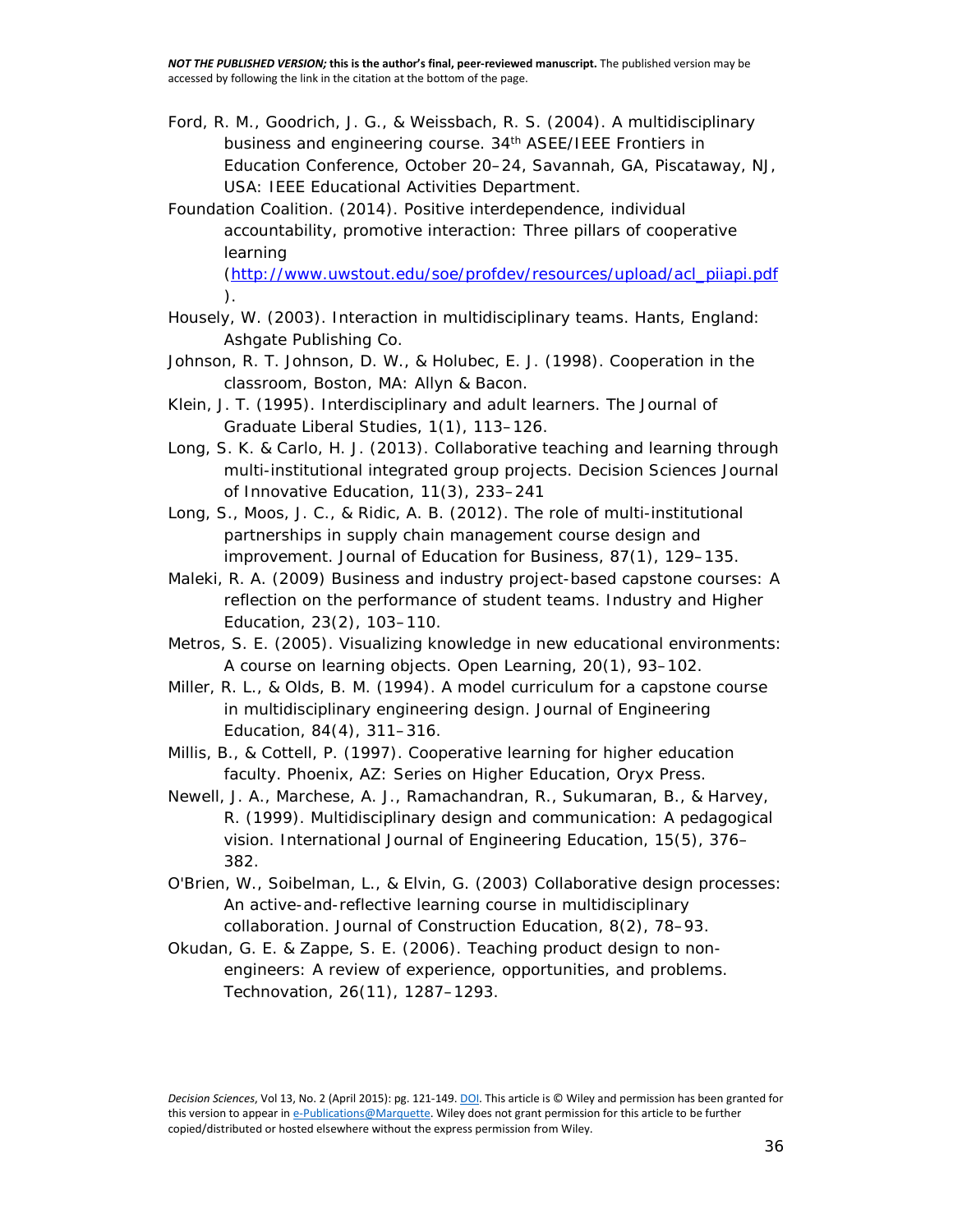Ford, R. M., Goodrich, J. G., & Weissbach, R. S. (2004). A multidisciplinary business and engineering course. 34th ASEE/IEEE Frontiers in Education Conference, October 20–24, Savannah, GA, Piscataway, NJ, USA: IEEE Educational Activities Department.

Foundation Coalition. (2014). Positive interdependence, individual accountability, promotive interaction: Three pillars of cooperative learning (http://www.uwstout.edu/soe/profdev/resources/upload/acl_piiapi.pdf).

Housely, W. (2003). Interaction in multidisciplinary teams. Hants, England: Ashgate Publishing Co.

Johnson, R. T. Johnson, D. W., & Holubec, E. J. (1998). Cooperation in the classroom, Boston, MA: Allyn & Bacon.

Klein, J. T. (1995). Interdisciplinary and adult learners. The Journal of Graduate Liberal Studies, 1(1), 113–126.

Long, S. K. & Carlo, H. J. (2013). Collaborative teaching and learning through multi-institutional integrated group projects. Decision Sciences Journal of Innovative Education, 11(3), 233–241

Long, S., Moos, J. C., & Ridic, A. B. (2012). The role of multi-institutional partnerships in supply chain management course design and improvement. Journal of Education for Business, 87(1), 129–135.

Maleki, R. A. (2009) Business and industry project-based capstone courses: A reflection on the performance of student teams. Industry and Higher Education, 23(2), 103–110.

Metros, S. E. (2005). Visualizing knowledge in new educational environments: A course on learning objects. Open Learning, 20(1), 93–102.

Miller, R. L., & Olds, B. M. (1994). A model curriculum for a capstone course in multidisciplinary engineering design. Journal of Engineering Education, 84(4), 311–316.

Millis, B., & Cottell, P. (1997). Cooperative learning for higher education faculty. Phoenix, AZ: Series on Higher Education, Oryx Press.

Newell, J. A., Marchese, A. J., Ramachandran, R., Sukumaran, B., & Harvey, R. (1999). Multidisciplinary design and communication: A pedagogical vision. International Journal of Engineering Education, 15(5), 376–382.

O'Brien, W., Soibelman, L., & Elvin, G. (2003) Collaborative design processes: An active-and-reflective learning course in multidisciplinary collaboration. Journal of Construction Education, 8(2), 78–93.

Okudan, G. E. & Zappe, S. E. (2006). Teaching product design to non-engineers: A review of experience, opportunities, and problems. Technovation, 26(11), 1287–1293.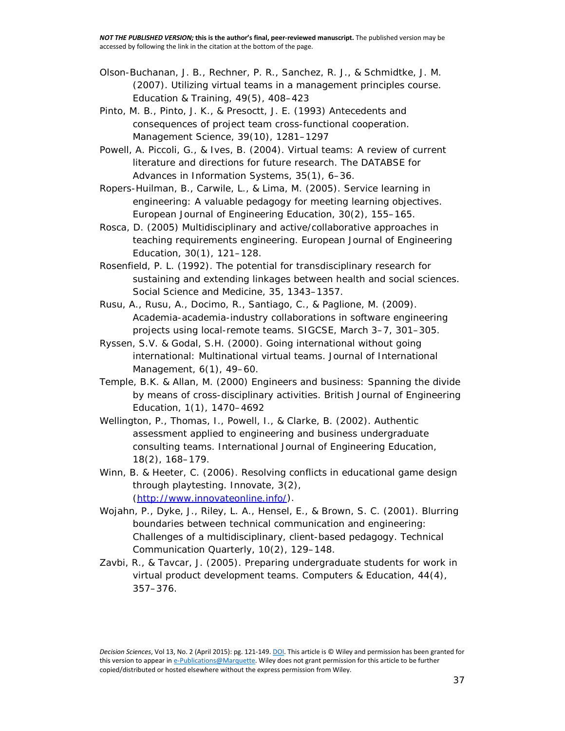Olson-Buchanan, J. B., Rechner, P. R., Sanchez, R. J., & Schmidtke, J. M. (2007). Utilizing virtual teams in a management principles course. Education & Training, 49(5), 408–423

Pinto, M. B., Pinto, J. K., & Presoctt, J. E. (1993) Antecedents and consequences of project team cross-functional cooperation. Management Science, 39(10), 1281–1297

Powell, A. Piccoli, G., & Ives, B. (2004). Virtual teams: A review of current literature and directions for future research. The DATABSE for Advances in Information Systems, 35(1), 6–36.

Ropers-Huilman, B., Carwile, L., & Lima, M. (2005). Service learning in engineering: A valuable pedagogy for meeting learning objectives. European Journal of Engineering Education, 30(2), 155–165.

Rosca, D. (2005) Multidisciplinary and active/collaborative approaches in teaching requirements engineering. European Journal of Engineering Education, 30(1), 121–128.

Rosenfield, P. L. (1992). The potential for transdisciplinary research for sustaining and extending linkages between health and social sciences. Social Science and Medicine, 35, 1343–1357.

Rusu, A., Rusu, A., Docimo, R., Santiago, C., & Paglione, M. (2009). Academia-academia-industry collaborations in software engineering projects using local-remote teams. SIGCSE, March 3–7, 301–305.

Ryssen, S.V. & Godal, S.H. (2000). Going international without going international: Multinational virtual teams. Journal of International Management, 6(1), 49–60.

Temple, B.K. & Allan, M. (2000) Engineers and business: Spanning the divide by means of cross-disciplinary activities. British Journal of Engineering Education, 1(1), 1470–4692

Wellington, P., Thomas, I., Powell, I., & Clarke, B. (2002). Authentic assessment applied to engineering and business undergraduate consulting teams. International Journal of Engineering Education, 18(2), 168–179.

Winn, B. & Heeter, C. (2006). Resolving conflicts in educational game design through playtesting. Innovate, 3(2), (http://www.innovateonline.info/).

Wojahn, P., Dyke, J., Riley, L. A., Hensel, E., & Brown, S. C. (2001). Blurring boundaries between technical communication and engineering: Challenges of a multidisciplinary, client-based pedagogy. Technical Communication Quarterly, 10(2), 129–148.

Zavbi, R., & Tavcar, J. (2005). Preparing undergraduate students for work in virtual product development teams. Computers & Education, 44(4), 357–376.